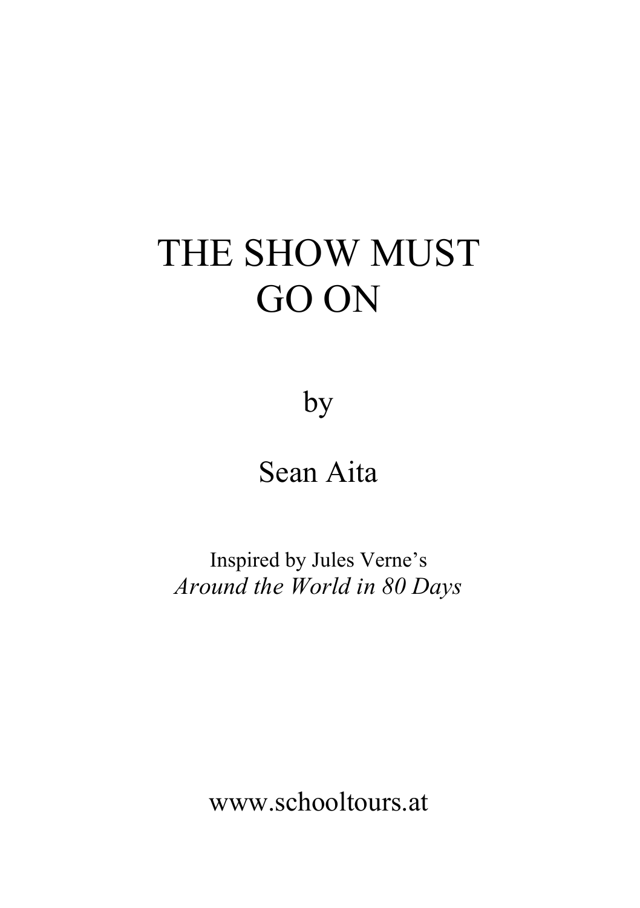# THE SHOW MUST GO ON

by

Sean Aita

Inspired by Jules Verne's
*Around the World in 80 Days*

www.schooltours.at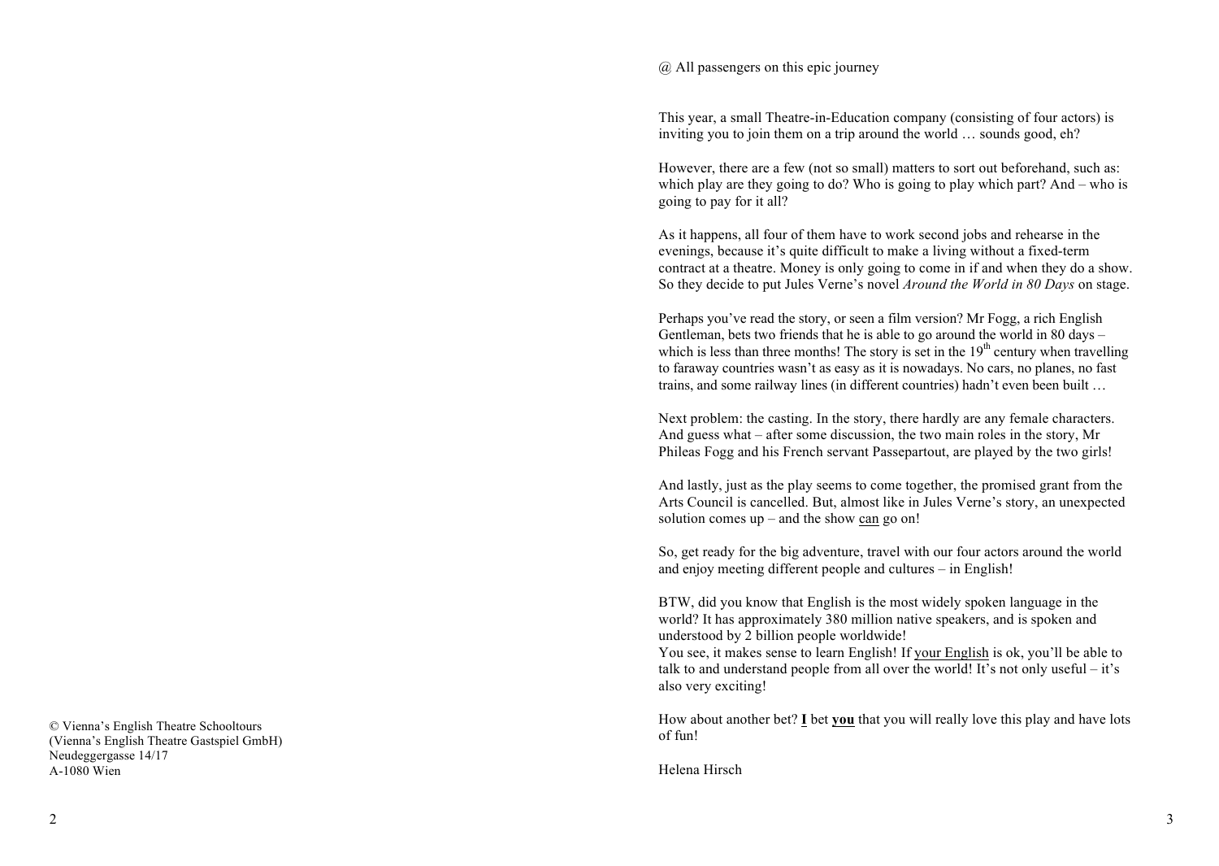© Vienna's English Theatre Schooltours
(Vienna's English Theatre Gastspiel GmbH)
Neudeggergasse 14/17
A-1080 Wien

@ All passengers on this epic journey

This year, a small Theatre-in-Education company (consisting of four actors) is inviting you to join them on a trip around the world … sounds good, eh?

However, there are a few (not so small) matters to sort out beforehand, such as: which play are they going to do? Who is going to play which part? And – who is going to pay for it all?

As it happens, all four of them have to work second jobs and rehearse in the evenings, because it's quite difficult to make a living without a fixed-term contract at a theatre. Money is only going to come in if and when they do a show. So they decide to put Jules Verne's novel *Around the World in 80 Days* on stage.

Perhaps you've read the story, or seen a film version? Mr Fogg, a rich English Gentleman, bets two friends that he is able to go around the world in 80 days – which is less than three months! The story is set in the 19th century when travelling to faraway countries wasn't as easy as it is nowadays. No cars, no planes, no fast trains, and some railway lines (in different countries) hadn't even been built …

Next problem: the casting. In the story, there hardly are any female characters. And guess what – after some discussion, the two main roles in the story, Mr Phileas Fogg and his French servant Passepartout, are played by the two girls!

And lastly, just as the play seems to come together, the promised grant from the Arts Council is cancelled. But, almost like in Jules Verne's story, an unexpected solution comes up – and the show <u>can</u> go on!

So, get ready for the big adventure, travel with our four actors around the world and enjoy meeting different people and cultures – in English!

BTW, did you know that English is the most widely spoken language in the world? It has approximately 380 million native speakers, and is spoken and understood by 2 billion people worldwide!
You see, it makes sense to learn English! If <u>your English</u> is ok, you'll be able to talk to and understand people from all over the world! It's not only useful – it's also very exciting!

How about another bet? **<u>I</u>** bet **<u>you</u>** that you will really love this play and have lots of fun!

Helena Hirsch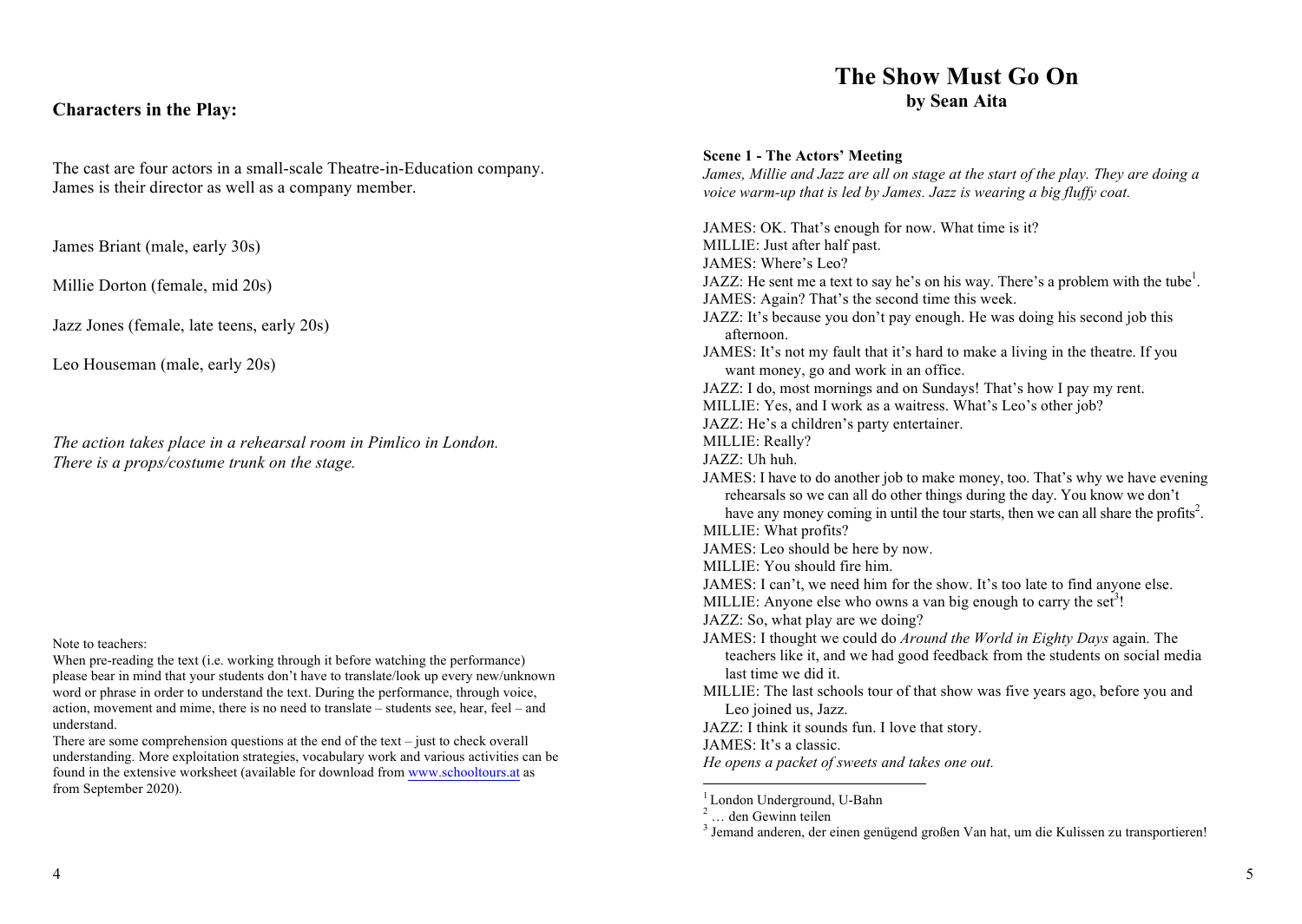## Characters in the Play:

The cast are four actors in a small-scale Theatre-in-Education company. James is their director as well as a company member.

James Briant (male, early 30s)

Millie Dorton (female, mid 20s)

Jazz Jones (female, late teens, early 20s)

Leo Houseman (male, early 20s)

*The action takes place in a rehearsal room in Pimlico in London. There is a props/costume trunk on the stage.*

Note to teachers:
When pre-reading the text (i.e. working through it before watching the performance) please bear in mind that your students don't have to translate/look up every new/unknown word or phrase in order to understand the text. During the performance, through voice, action, movement and mime, there is no need to translate – students see, hear, feel – and understand.
There are some comprehension questions at the end of the text – just to check overall understanding. More exploitation strategies, vocabulary work and various activities can be found in the extensive worksheet (available for download from www.schooltours.at as from September 2020).

# The Show Must Go On
### by Sean Aita

**Scene 1 - The Actors' Meeting**
*James, Millie and Jazz are all on stage at the start of the play. They are doing a voice warm-up that is led by James. Jazz is wearing a big fluffy coat.*

JAMES: OK. That's enough for now. What time is it?
MILLIE: Just after half past.
JAMES: Where's Leo?
JAZZ: He sent me a text to say he's on his way. There's a problem with the tube[1].
JAMES: Again? That's the second time this week.
JAZZ: It's because you don't pay enough. He was doing his second job this afternoon.
JAMES: It's not my fault that it's hard to make a living in the theatre. If you want money, go and work in an office.
JAZZ: I do, most mornings and on Sundays! That's how I pay my rent.
MILLIE: Yes, and I work as a waitress. What's Leo's other job?
JAZZ: He's a children's party entertainer.
MILLIE: Really?
JAZZ: Uh huh.
JAMES: I have to do another job to make money, too. That's why we have evening rehearsals so we can all do other things during the day. You know we don't have any money coming in until the tour starts, then we can all share the profits[2].
MILLIE: What profits?
JAMES: Leo should be here by now.
MILLIE: You should fire him.
JAMES: I can't, we need him for the show. It's too late to find anyone else.
MILLIE: Anyone else who owns a van big enough to carry the set[3]!
JAZZ: So, what play are we doing?
JAMES: I thought we could do *Around the World in Eighty Days* again. The teachers like it, and we had good feedback from the students on social media last time we did it.
MILLIE: The last schools tour of that show was five years ago, before you and Leo joined us, Jazz.
JAZZ: I think it sounds fun. I love that story.
JAMES: It's a classic.
*He opens a packet of sweets and takes one out.*

[1] London Underground, U-Bahn
[2] … den Gewinn teilen
[3] Jemand anderen, der einen genügend großen Van hat, um die Kulissen zu transportieren!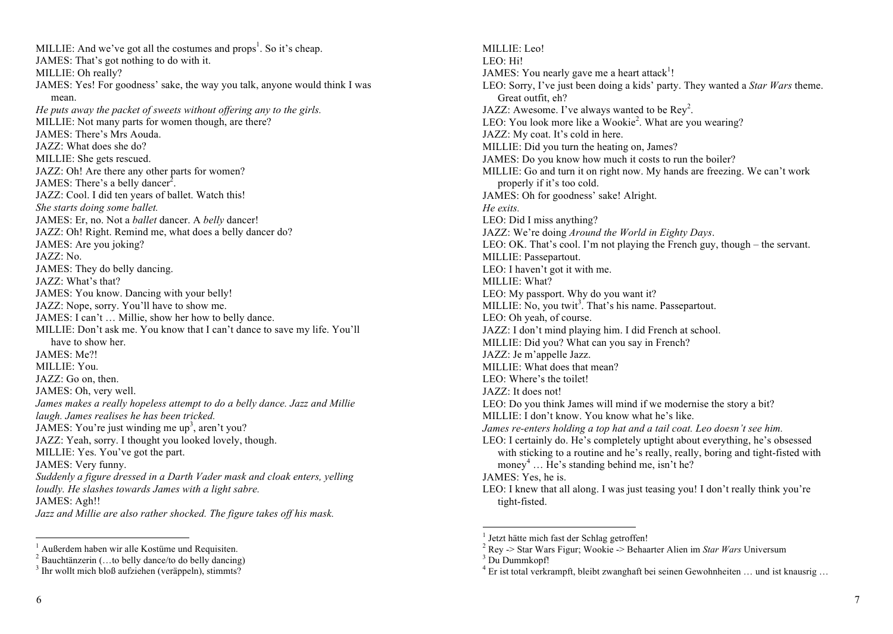MILLIE: And we've got all the costumes and props[1]. So it's cheap.
JAMES: That's got nothing to do with it.
MILLIE: Oh really?
JAMES: Yes! For goodness' sake, the way you talk, anyone would think I was mean.
*He puts away the packet of sweets without offering any to the girls.*
MILLIE: Not many parts for women though, are there?
JAMES: There's Mrs Aouda.
JAZZ: What does she do?
MILLIE: She gets rescued.
JAZZ: Oh! Are there any other parts for women?
JAMES: There's a belly dancer[2].
JAZZ: Cool. I did ten years of ballet. Watch this!
*She starts doing some ballet.*
JAMES: Er, no. Not a *ballet* dancer. A *belly* dancer!
JAZZ: Oh! Right. Remind me, what does a belly dancer do?
JAMES: Are you joking?
JAZZ: No.
JAMES: They do belly dancing.
JAZZ: What's that?
JAMES: You know. Dancing with your belly!
JAZZ: Nope, sorry. You'll have to show me.
JAMES: I can't … Millie, show her how to belly dance.
MILLIE: Don't ask me. You know that I can't dance to save my life. You'll have to show her.
JAMES: Me?!
MILLIE: You.
JAZZ: Go on, then.
JAMES: Oh, very well.
*James makes a really hopeless attempt to do a belly dance. Jazz and Millie laugh. James realises he has been tricked.*
JAMES: You're just winding me up[3], aren't you?
JAZZ: Yeah, sorry. I thought you looked lovely, though.
MILLIE: Yes. You've got the part.
JAMES: Very funny.
*Suddenly a figure dressed in a Darth Vader mask and cloak enters, yelling loudly. He slashes towards James with a light sabre.*
JAMES: Agh!!
*Jazz and Millie are also rather shocked. The figure takes off his mask.*

[1] Außerdem haben wir alle Kostüme und Requisiten.
[2] Bauchtänzerin (…to belly dance/to do belly dancing)
[3] Ihr wollt mich bloß aufziehen (veräppeln), stimmts?

MILLIE: Leo!
LEO: Hi!
JAMES: You nearly gave me a heart attack[1]!
LEO: Sorry, I've just been doing a kids' party. They wanted a *Star Wars* theme. Great outfit, eh?
JAZZ: Awesome. I've always wanted to be Rey[2].
LEO: You look more like a Wookie[2]. What are you wearing?
JAZZ: My coat. It's cold in here.
MILLIE: Did you turn the heating on, James?
JAMES: Do you know how much it costs to run the boiler?
MILLIE: Go and turn it on right now. My hands are freezing. We can't work properly if it's too cold.
JAMES: Oh for goodness' sake! Alright.
*He exits.*
LEO: Did I miss anything?
JAZZ: We're doing *Around the World in Eighty Days*.
LEO: OK. That's cool. I'm not playing the French guy, though – the servant.
MILLIE: Passepartout.
LEO: I haven't got it with me.
MILLIE: What?
LEO: My passport. Why do you want it?
MILLIE: No, you twit[3]. That's his name. Passepartout.
LEO: Oh yeah, of course.
JAZZ: I don't mind playing him. I did French at school.
MILLIE: Did you? What can you say in French?
JAZZ: Je m'appelle Jazz.
MILLIE: What does that mean?
LEO: Where's the toilet!
JAZZ: It does not!
LEO: Do you think James will mind if we modernise the story a bit?
MILLIE: I don't know. You know what he's like.
*James re-enters holding a top hat and a tail coat. Leo doesn't see him.*
LEO: I certainly do. He's completely uptight about everything, he's obsessed with sticking to a routine and he's really, really, boring and tight-fisted with money[4] … He's standing behind me, isn't he?
JAMES: Yes, he is.
LEO: I knew that all along. I was just teasing you! I don't really think you're tight-fisted.

[1] Jetzt hätte mich fast der Schlag getroffen!
[2] Rey -> Star Wars Figur; Wookie -> Behaarter Alien im *Star Wars* Universum
[3] Du Dummkopf!
[4] Er ist total verkrampft, bleibt zwanghaft bei seinen Gewohnheiten … und ist knausrig …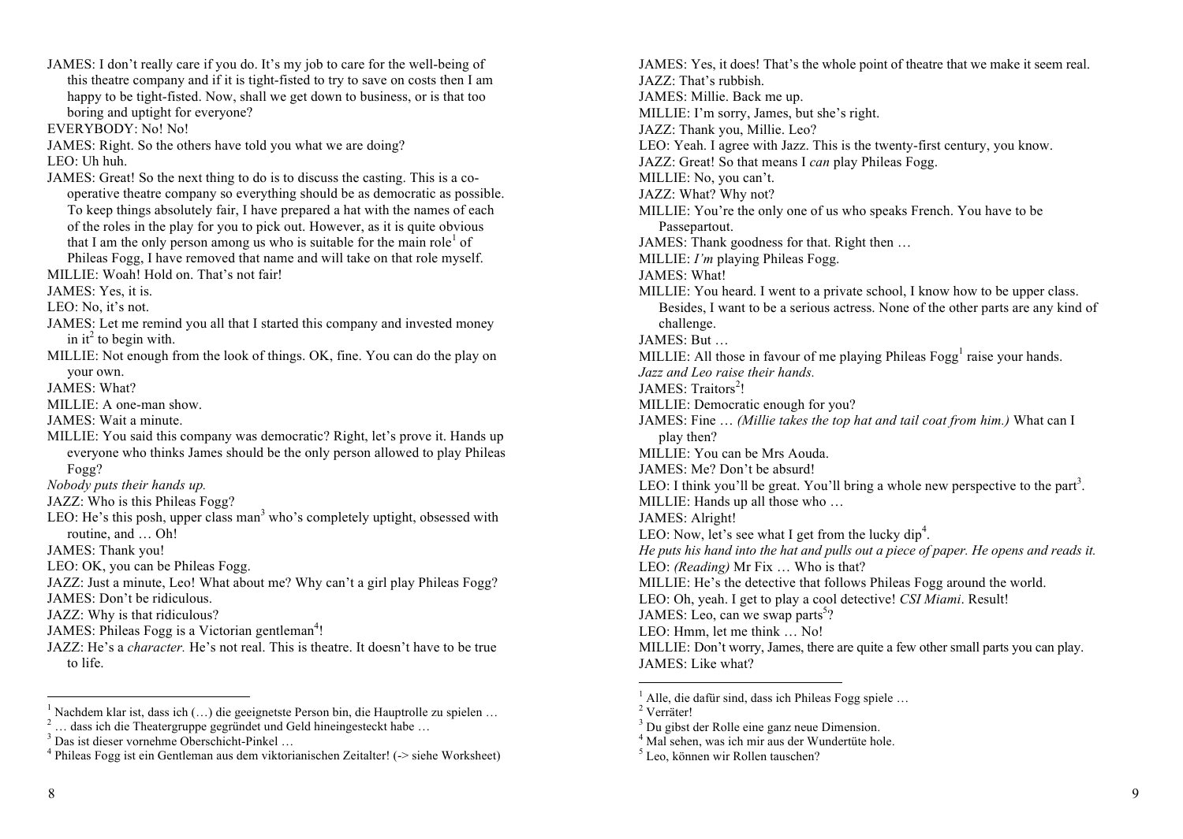JAMES: I don't really care if you do. It's my job to care for the well-being of this theatre company and if it is tight-fisted to try to save on costs then I am happy to be tight-fisted. Now, shall we get down to business, or is that too boring and uptight for everyone?

EVERYBODY: No! No!

JAMES: Right. So the others have told you what we are doing?

LEO: Uh huh.

JAMES: Great! So the next thing to do is to discuss the casting. This is a co-operative theatre company so everything should be as democratic as possible. To keep things absolutely fair, I have prepared a hat with the names of each of the roles in the play for you to pick out. However, as it is quite obvious that I am the only person among us who is suitable for the main role[1] of Phileas Fogg, I have removed that name and will take on that role myself.

MILLIE: Woah! Hold on. That's not fair!

JAMES: Yes, it is.

LEO: No, it's not.

JAMES: Let me remind you all that I started this company and invested money in it[2] to begin with.

MILLIE: Not enough from the look of things. OK, fine. You can do the play on your own.

JAMES: What?

MILLIE: A one-man show.

JAMES: Wait a minute.

MILLIE: You said this company was democratic? Right, let's prove it. Hands up everyone who thinks James should be the only person allowed to play Phileas Fogg?

*Nobody puts their hands up.*

JAZZ: Who is this Phileas Fogg?

LEO: He's this posh, upper class man[3] who's completely uptight, obsessed with routine, and … Oh!

JAMES: Thank you!

LEO: OK, you can be Phileas Fogg.

JAZZ: Just a minute, Leo! What about me? Why can't a girl play Phileas Fogg?

JAMES: Don't be ridiculous.

JAZZ: Why is that ridiculous?

JAMES: Phileas Fogg is a Victorian gentleman[4]!

JAZZ: He's a *character.* He's not real. This is theatre. It doesn't have to be true to life.

[1] Nachdem klar ist, dass ich (…) die geeignetste Person bin, die Hauptrolle zu spielen …
[2] … dass ich die Theatergruppe gegründet und Geld hineingesteckt habe …
[3] Das ist dieser vornehme Oberschicht-Pinkel …
[4] Phileas Fogg ist ein Gentleman aus dem viktorianischen Zeitalter! (-> siehe Worksheet)

JAMES: Yes, it does! That's the whole point of theatre that we make it seem real.

JAZZ: That's rubbish.

JAMES: Millie. Back me up.

MILLIE: I'm sorry, James, but she's right.

JAZZ: Thank you, Millie. Leo?

LEO: Yeah. I agree with Jazz. This is the twenty-first century, you know.

JAZZ: Great! So that means I *can* play Phileas Fogg.

MILLIE: No, you can't.

JAZZ: What? Why not?

MILLIE: You're the only one of us who speaks French. You have to be Passepartout.

JAMES: Thank goodness for that. Right then …

MILLIE: *I'm* playing Phileas Fogg.

JAMES: What!

MILLIE: You heard. I went to a private school, I know how to be upper class. Besides, I want to be a serious actress. None of the other parts are any kind of challenge.

JAMES: But …

MILLIE: All those in favour of me playing Phileas Fogg[1] raise your hands.

*Jazz and Leo raise their hands.*

JAMES: Traitors[2]!

MILLIE: Democratic enough for you?

JAMES: Fine … *(Millie takes the top hat and tail coat from him.)* What can I play then?

MILLIE: You can be Mrs Aouda.

JAMES: Me? Don't be absurd!

LEO: I think you'll be great. You'll bring a whole new perspective to the part[3].

MILLIE: Hands up all those who …

JAMES: Alright!

LEO: Now, let's see what I get from the lucky dip[4].

*He puts his hand into the hat and pulls out a piece of paper. He opens and reads it.*

LEO: *(Reading)* Mr Fix … Who is that?

MILLIE: He's the detective that follows Phileas Fogg around the world.

LEO: Oh, yeah. I get to play a cool detective! *CSI Miami*. Result!

JAMES: Leo, can we swap parts[5]?

LEO: Hmm, let me think … No!

MILLIE: Don't worry, James, there are quite a few other small parts you can play.

JAMES: Like what?

[1] Alle, die dafür sind, dass ich Phileas Fogg spiele …
[2] Verräter!
[3] Du gibst der Rolle eine ganz neue Dimension.
[4] Mal sehen, was ich mir aus der Wundertüte hole.
[5] Leo, können wir Rollen tauschen?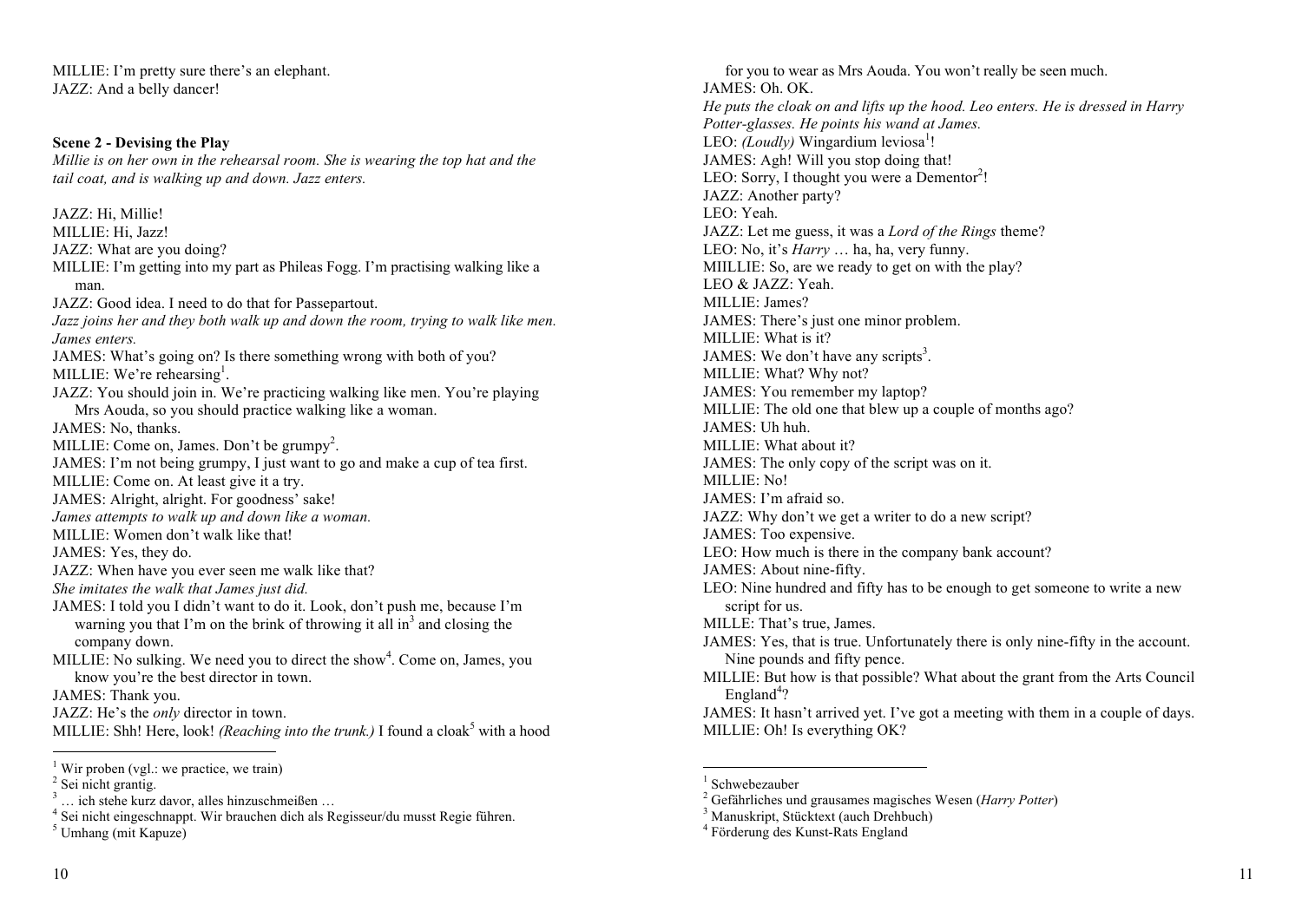MILLIE: I'm pretty sure there's an elephant.
JAZZ: And a belly dancer!

**Scene 2 - Devising the Play**

*Millie is on her own in the rehearsal room. She is wearing the top hat and the tail coat, and is walking up and down. Jazz enters.*

JAZZ: Hi, Millie!
MILLIE: Hi, Jazz!
JAZZ: What are you doing?
MILLIE: I'm getting into my part as Phileas Fogg. I'm practising walking like a man.
JAZZ: Good idea. I need to do that for Passepartout.
*Jazz joins her and they both walk up and down the room, trying to walk like men. James enters.*
JAMES: What's going on? Is there something wrong with both of you?
MILLIE: We're rehearsing[1].
JAZZ: You should join in. We're practicing walking like men. You're playing Mrs Aouda, so you should practice walking like a woman.
JAMES: No, thanks.
MILLIE: Come on, James. Don't be grumpy[2].
JAMES: I'm not being grumpy, I just want to go and make a cup of tea first.
MILLIE: Come on. At least give it a try.
JAMES: Alright, alright. For goodness' sake!
*James attempts to walk up and down like a woman.*
MILLIE: Women don't walk like that!
JAMES: Yes, they do.
JAZZ: When have you ever seen me walk like that?
*She imitates the walk that James just did.*
JAMES: I told you I didn't want to do it. Look, don't push me, because I'm warning you that I'm on the brink of throwing it all in[3] and closing the company down.
MILLIE: No sulking. We need you to direct the show[4]. Come on, James, you know you're the best director in town.
JAMES: Thank you.
JAZZ: He's the *only* director in town.
MILLIE: Shh! Here, look! *(Reaching into the trunk.)* I found a cloak[5] with a hood for you to wear as Mrs Aouda. You won't really be seen much.

[1] Wir proben (vgl.: we practice, we train)
[2] Sei nicht grantig.
[3] … ich stehe kurz davor, alles hinzuschmeißen …
[4] Sei nicht eingeschnappt. Wir brauchen dich als Regisseur/du musst Regie führen.
[5] Umhang (mit Kapuze)

JAMES: Oh. OK.
*He puts the cloak on and lifts up the hood. Leo enters. He is dressed in Harry Potter-glasses. He points his wand at James.*
LEO: *(Loudly)* Wingardium leviosa[1]!
JAMES: Agh! Will you stop doing that!
LEO: Sorry, I thought you were a Dementor[2]!
JAZZ: Another party?
LEO: Yeah.
JAZZ: Let me guess, it was a *Lord of the Rings* theme?
LEO: No, it's *Harry* … ha, ha, very funny.
MIILLIE: So, are we ready to get on with the play?
LEO & JAZZ: Yeah.
MILLIE: James?
JAMES: There's just one minor problem.
MILLIE: What is it?
JAMES: We don't have any scripts[3].
MILLIE: What? Why not?
JAMES: You remember my laptop?
MILLIE: The old one that blew up a couple of months ago?
JAMES: Uh huh.
MILLIE: What about it?
JAMES: The only copy of the script was on it.
MILLIE: No!
JAMES: I'm afraid so.
JAZZ: Why don't we get a writer to do a new script?
JAMES: Too expensive.
LEO: How much is there in the company bank account?
JAMES: About nine-fifty.
LEO: Nine hundred and fifty has to be enough to get someone to write a new script for us.
MILLE: That's true, James.
JAMES: Yes, that is true. Unfortunately there is only nine-fifty in the account. Nine pounds and fifty pence.
MILLIE: But how is that possible? What about the grant from the Arts Council England[4]?
JAMES: It hasn't arrived yet. I've got a meeting with them in a couple of days.
MILLIE: Oh! Is everything OK?

[1] Schwebezauber
[2] Gefährliches und grausames magisches Wesen (*Harry Potter*)
[3] Manuskript, Stücktext (auch Drehbuch)
[4] Förderung des Kunst-Rats England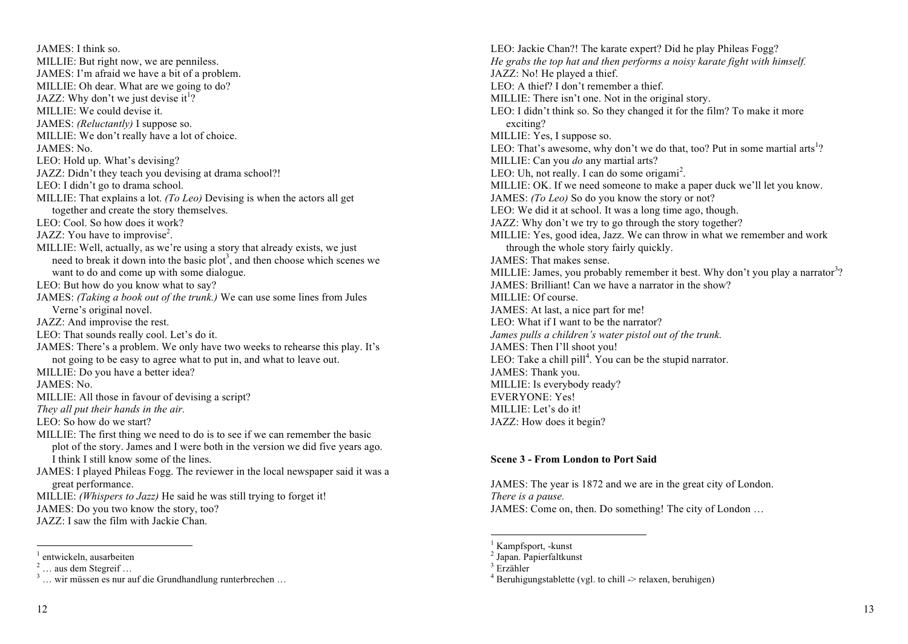JAMES: I think so.
MILLIE: But right now, we are penniless.
JAMES: I'm afraid we have a bit of a problem.
MILLIE: Oh dear. What are we going to do?
JAZZ: Why don't we just devise it[1]?
MILLIE: We could devise it.
JAMES: *(Reluctantly)* I suppose so.
MILLIE: We don't really have a lot of choice.
JAMES: No.
LEO: Hold up. What's devising?
JAZZ: Didn't they teach you devising at drama school?!
LEO: I didn't go to drama school.
MILLIE: That explains a lot. *(To Leo)* Devising is when the actors all get together and create the story themselves.
LEO: Cool. So how does it work?
JAZZ: You have to improvise[2].
MILLIE: Well, actually, as we're using a story that already exists, we just need to break it down into the basic plot[3], and then choose which scenes we want to do and come up with some dialogue.
LEO: But how do you know what to say?
JAMES: *(Taking a book out of the trunk.)* We can use some lines from Jules Verne's original novel.
JAZZ: And improvise the rest.
LEO: That sounds really cool. Let's do it.
JAMES: There's a problem. We only have two weeks to rehearse this play. It's not going to be easy to agree what to put in, and what to leave out.
MILLIE: Do you have a better idea?
JAMES: No.
MILLIE: All those in favour of devising a script?
*They all put their hands in the air.*
LEO: So how do we start?
MILLIE: The first thing we need to do is to see if we can remember the basic plot of the story. James and I were both in the version we did five years ago. I think I still know some of the lines.
JAMES: I played Phileas Fogg. The reviewer in the local newspaper said it was a great performance.
MILLIE: *(Whispers to Jazz)* He said he was still trying to forget it!
JAMES: Do you two know the story, too?
JAZZ: I saw the film with Jackie Chan.

[1] entwickeln, ausarbeiten
[2] … aus dem Stegreif …
[3] … wir müssen es nur auf die Grundhandlung runterbrechen …

LEO: Jackie Chan?! The karate expert? Did he play Phileas Fogg?
*He grabs the top hat and then performs a noisy karate fight with himself.*
JAZZ: No! He played a thief.
LEO: A thief? I don't remember a thief.
MILLIE: There isn't one. Not in the original story.
LEO: I didn't think so. So they changed it for the film? To make it more exciting?
MILLIE: Yes, I suppose so.
LEO: That's awesome, why don't we do that, too? Put in some martial arts[1]?
MILLIE: Can you *do* any martial arts?
LEO: Uh, not really. I can do some origami[2].
MILLIE: OK. If we need someone to make a paper duck we'll let you know.
JAMES: *(To Leo)* So do you know the story or not?
LEO: We did it at school. It was a long time ago, though.
JAZZ: Why don't we try to go through the story together?
MILLIE: Yes, good idea, Jazz. We can throw in what we remember and work through the whole story fairly quickly.
JAMES: That makes sense.
MILLIE: James, you probably remember it best. Why don't you play a narrator[3]?
JAMES: Brilliant! Can we have a narrator in the show?
MILLIE: Of course.
JAMES: At last, a nice part for me!
LEO: What if I want to be the narrator?
*James pulls a children's water pistol out of the trunk.*
JAMES: Then I'll shoot you!
LEO: Take a chill pill[4]. You can be the stupid narrator.
JAMES: Thank you.
MILLIE: Is everybody ready?
EVERYONE: Yes!
MILLIE: Let's do it!
JAZZ: How does it begin?

**Scene 3 - From London to Port Said**

JAMES: The year is 1872 and we are in the great city of London.
*There is a pause.*
JAMES: Come on, then. Do something! The city of London …

[1] Kampfsport, -kunst
[2] Japan. Papierfaltkunst
[3] Erzähler
[4] Beruhigungstablette (vgl. to chill -> relaxen, beruhigen)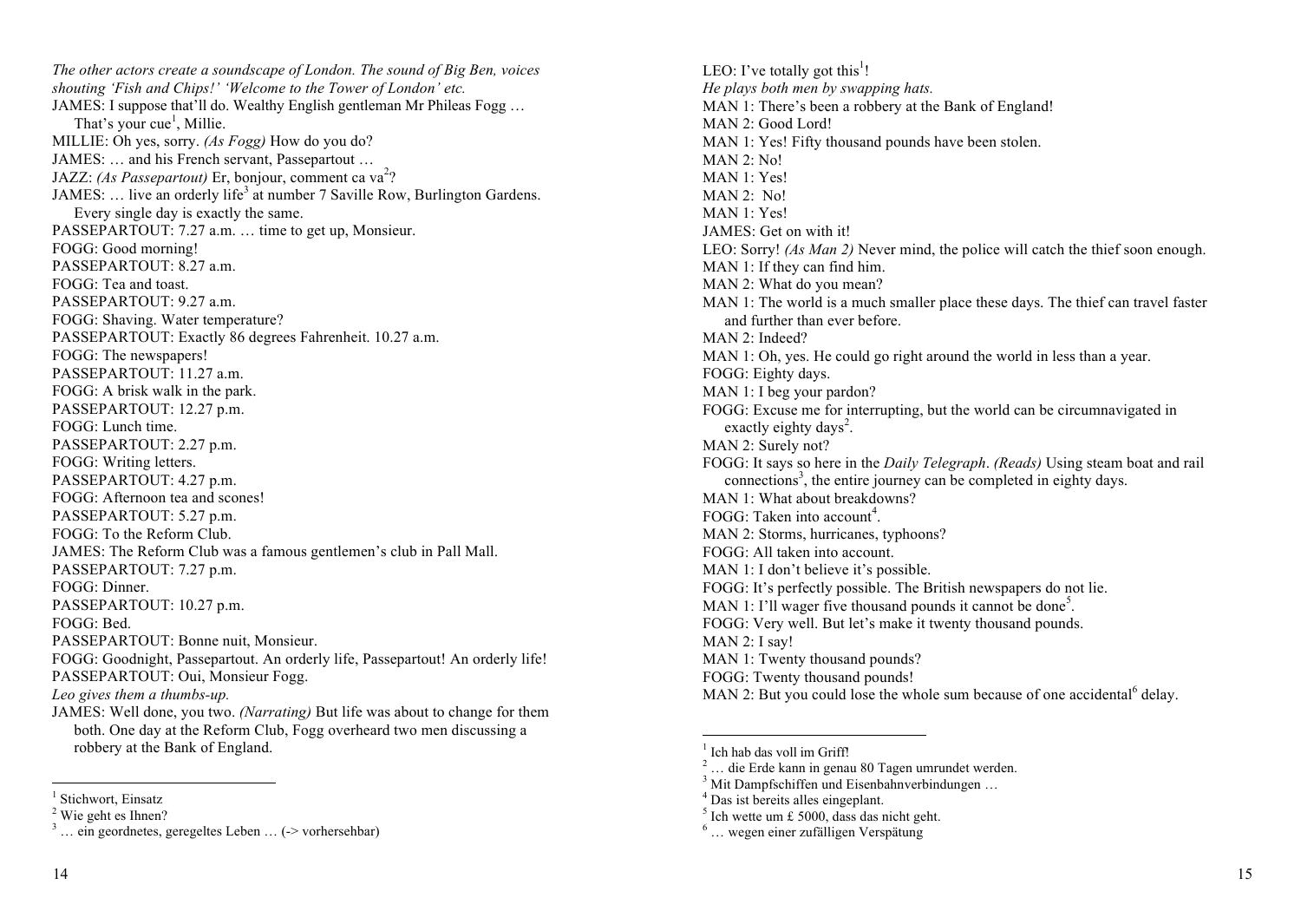*The other actors create a soundscape of London. The sound of Big Ben, voices shouting 'Fish and Chips!' 'Welcome to the Tower of London' etc.*

JAMES: I suppose that'll do. Wealthy English gentleman Mr Phileas Fogg … That's your cue[1], Millie.

MILLIE: Oh yes, sorry. *(As Fogg)* How do you do?

JAMES: … and his French servant, Passepartout …

JAZZ: *(As Passepartout)* Er, bonjour, comment ca va[2]?

JAMES: … live an orderly life[3] at number 7 Saville Row, Burlington Gardens. Every single day is exactly the same.

PASSEPARTOUT: 7.27 a.m. … time to get up, Monsieur.

FOGG: Good morning!

PASSEPARTOUT: 8.27 a.m.

FOGG: Tea and toast.

PASSEPARTOUT: 9.27 a.m.

FOGG: Shaving. Water temperature?

PASSEPARTOUT: Exactly 86 degrees Fahrenheit. 10.27 a.m.

FOGG: The newspapers!

PASSEPARTOUT: 11.27 a.m.

FOGG: A brisk walk in the park.

PASSEPARTOUT: 12.27 p.m.

FOGG: Lunch time.

PASSEPARTOUT: 2.27 p.m.

FOGG: Writing letters.

PASSEPARTOUT: 4.27 p.m.

FOGG: Afternoon tea and scones!

PASSEPARTOUT: 5.27 p.m.

FOGG: To the Reform Club.

JAMES: The Reform Club was a famous gentlemen's club in Pall Mall.

PASSEPARTOUT: 7.27 p.m.

FOGG: Dinner.

PASSEPARTOUT: 10.27 p.m.

FOGG: Bed.

PASSEPARTOUT: Bonne nuit, Monsieur.

FOGG: Goodnight, Passepartout. An orderly life, Passepartout! An orderly life!

PASSEPARTOUT: Oui, Monsieur Fogg.

*Leo gives them a thumbs-up.*

JAMES: Well done, you two. *(Narrating)* But life was about to change for them both. One day at the Reform Club, Fogg overheard two men discussing a robbery at the Bank of England.

---

[1] Stichwort, Einsatz
[2] Wie geht es Ihnen?
[3] … ein geordnetes, geregeltes Leben … (-> vorhersehbar)

---

LEO: I've totally got this[1]!

*He plays both men by swapping hats.*

MAN 1: There's been a robbery at the Bank of England!

MAN 2: Good Lord!

MAN 1: Yes! Fifty thousand pounds have been stolen.

MAN 2: No!

MAN 1: Yes!

MAN 2: No!

MAN 1: Yes!

JAMES: Get on with it!

LEO: Sorry! *(As Man 2)* Never mind, the police will catch the thief soon enough.

MAN 1: If they can find him.

MAN 2: What do you mean?

MAN 1: The world is a much smaller place these days. The thief can travel faster and further than ever before.

MAN 2: Indeed?

MAN 1: Oh, yes. He could go right around the world in less than a year.

FOGG: Eighty days.

MAN 1: I beg your pardon?

FOGG: Excuse me for interrupting, but the world can be circumnavigated in exactly eighty days[2].

MAN 2: Surely not?

FOGG: It says so here in the *Daily Telegraph*. *(Reads)* Using steam boat and rail connections[3], the entire journey can be completed in eighty days.

MAN 1: What about breakdowns?

FOGG: Taken into account[4].

MAN 2: Storms, hurricanes, typhoons?

FOGG: All taken into account.

MAN 1: I don't believe it's possible.

FOGG: It's perfectly possible. The British newspapers do not lie.

MAN 1: I'll wager five thousand pounds it cannot be done[5].

FOGG: Very well. But let's make it twenty thousand pounds.

MAN 2: I say!

MAN 1: Twenty thousand pounds?

FOGG: Twenty thousand pounds!

MAN 2: But you could lose the whole sum because of one accidental[6] delay.

---

[1] Ich hab das voll im Griff!
[2] … die Erde kann in genau 80 Tagen umrundet werden.
[3] Mit Dampfschiffen und Eisenbahnverbindungen …
[4] Das ist bereits alles eingeplant.
[5] Ich wette um £ 5000, dass das nicht geht.
[6] … wegen einer zufälligen Verspätung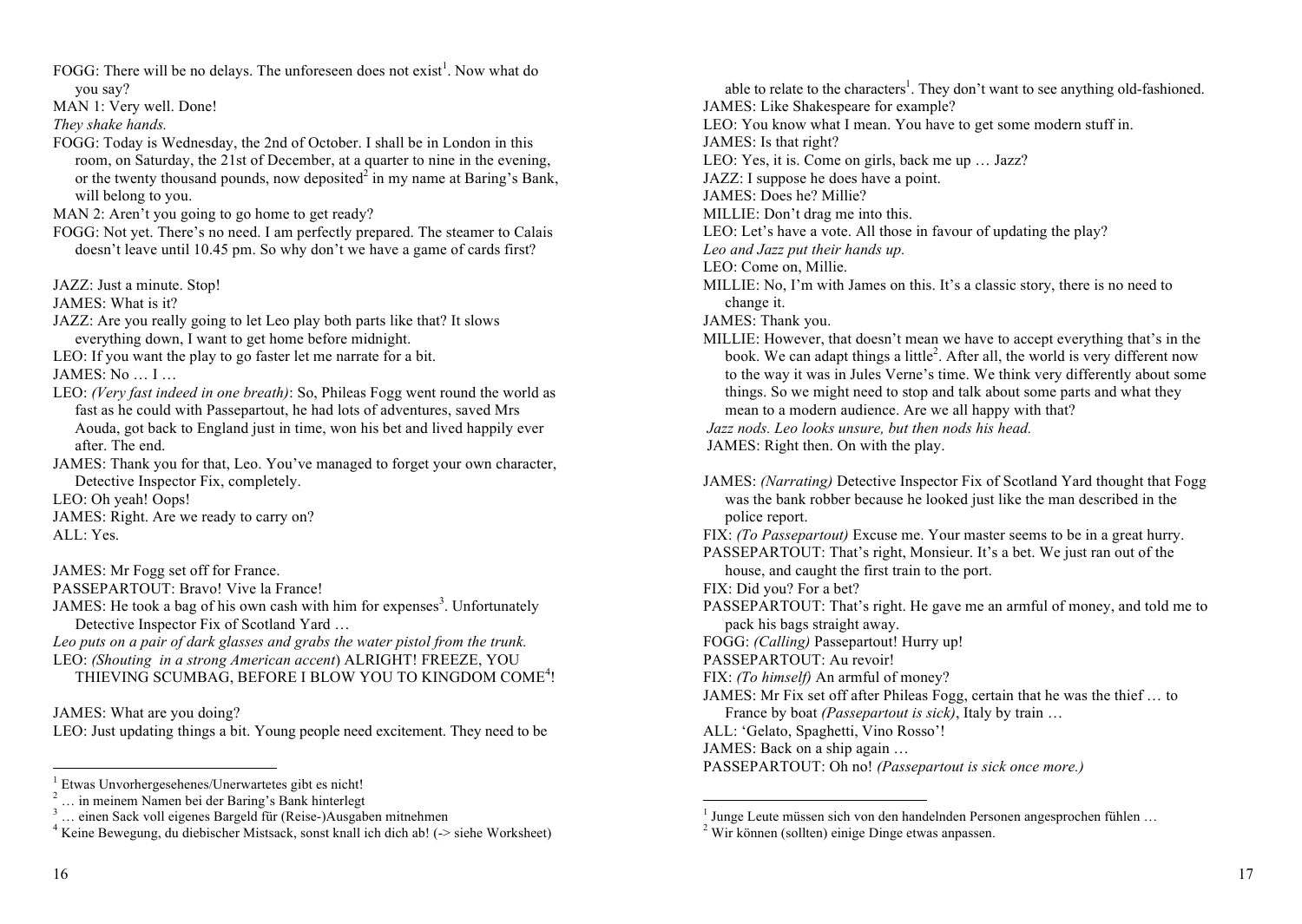FOGG: There will be no delays. The unforeseen does not exist[1]. Now what do you say?

MAN 1: Very well. Done!

*They shake hands.*

FOGG: Today is Wednesday, the 2nd of October. I shall be in London in this room, on Saturday, the 21st of December, at a quarter to nine in the evening, or the twenty thousand pounds, now deposited[2] in my name at Baring's Bank, will belong to you.

MAN 2: Aren't you going to go home to get ready?

FOGG: Not yet. There's no need. I am perfectly prepared. The steamer to Calais doesn't leave until 10.45 pm. So why don't we have a game of cards first?

JAZZ: Just a minute. Stop!

JAMES: What is it?

JAZZ: Are you really going to let Leo play both parts like that? It slows everything down, I want to get home before midnight.

LEO: If you want the play to go faster let me narrate for a bit.

JAMES: No … I …

LEO: *(Very fast indeed in one breath)*: So, Phileas Fogg went round the world as fast as he could with Passepartout, he had lots of adventures, saved Mrs Aouda, got back to England just in time, won his bet and lived happily ever after. The end.

JAMES: Thank you for that, Leo. You've managed to forget your own character, Detective Inspector Fix, completely.

LEO: Oh yeah! Oops!

JAMES: Right. Are we ready to carry on?

ALL: Yes.

JAMES: Mr Fogg set off for France.

PASSEPARTOUT: Bravo! Vive la France!

JAMES: He took a bag of his own cash with him for expenses[3]. Unfortunately Detective Inspector Fix of Scotland Yard …

*Leo puts on a pair of dark glasses and grabs the water pistol from the trunk.*

LEO: *(Shouting in a strong American accent)* ALRIGHT! FREEZE, YOU THIEVING SCUMBAG, BEFORE I BLOW YOU TO KINGDOM COME[4]!

JAMES: What are you doing?

LEO: Just updating things a bit. Young people need excitement. They need to be able to relate to the characters[1]. They don't want to see anything old-fashioned.

JAMES: Like Shakespeare for example?

LEO: You know what I mean. You have to get some modern stuff in.

JAMES: Is that right?

LEO: Yes, it is. Come on girls, back me up … Jazz?

JAZZ: I suppose he does have a point.

JAMES: Does he? Millie?

MILLIE: Don't drag me into this.

LEO: Let's have a vote. All those in favour of updating the play?

*Leo and Jazz put their hands up.*

LEO: Come on, Millie.

MILLIE: No, I'm with James on this. It's a classic story, there is no need to change it.

JAMES: Thank you.

MILLIE: However, that doesn't mean we have to accept everything that's in the book. We can adapt things a little[2]. After all, the world is very different now to the way it was in Jules Verne's time. We think very differently about some things. So we might need to stop and talk about some parts and what they mean to a modern audience. Are we all happy with that?

*Jazz nods. Leo looks unsure, but then nods his head.*

JAMES: Right then. On with the play.

JAMES: *(Narrating)* Detective Inspector Fix of Scotland Yard thought that Fogg was the bank robber because he looked just like the man described in the police report.

FIX: *(To Passepartout)* Excuse me. Your master seems to be in a great hurry.

PASSEPARTOUT: That's right, Monsieur. It's a bet. We just ran out of the house, and caught the first train to the port.

FIX: Did you? For a bet?

PASSEPARTOUT: That's right. He gave me an armful of money, and told me to pack his bags straight away.

FOGG: *(Calling)* Passepartout! Hurry up!

PASSEPARTOUT: Au revoir!

FIX: *(To himself)* An armful of money?

JAMES: Mr Fix set off after Phileas Fogg, certain that he was the thief … to France by boat *(Passepartout is sick)*, Italy by train …

ALL: 'Gelato, Spaghetti, Vino Rosso'!

JAMES: Back on a ship again …

PASSEPARTOUT: Oh no! *(Passepartout is sick once more.)*

---

[1] Etwas Unvorhergesehenes/Unerwartetes gibt es nicht!
[2] … in meinem Namen bei der Baring's Bank hinterlegt
[3] … einen Sack voll eigenes Bargeld für (Reise-)Ausgaben mitnehmen
[4] Keine Bewegung, du diebischer Mistsack, sonst knall ich dich ab! (-> siehe Worksheet)

[1] Junge Leute müssen sich von den handelnden Personen angesprochen fühlen …
[2] Wir können (sollten) einige Dinge etwas anpassen.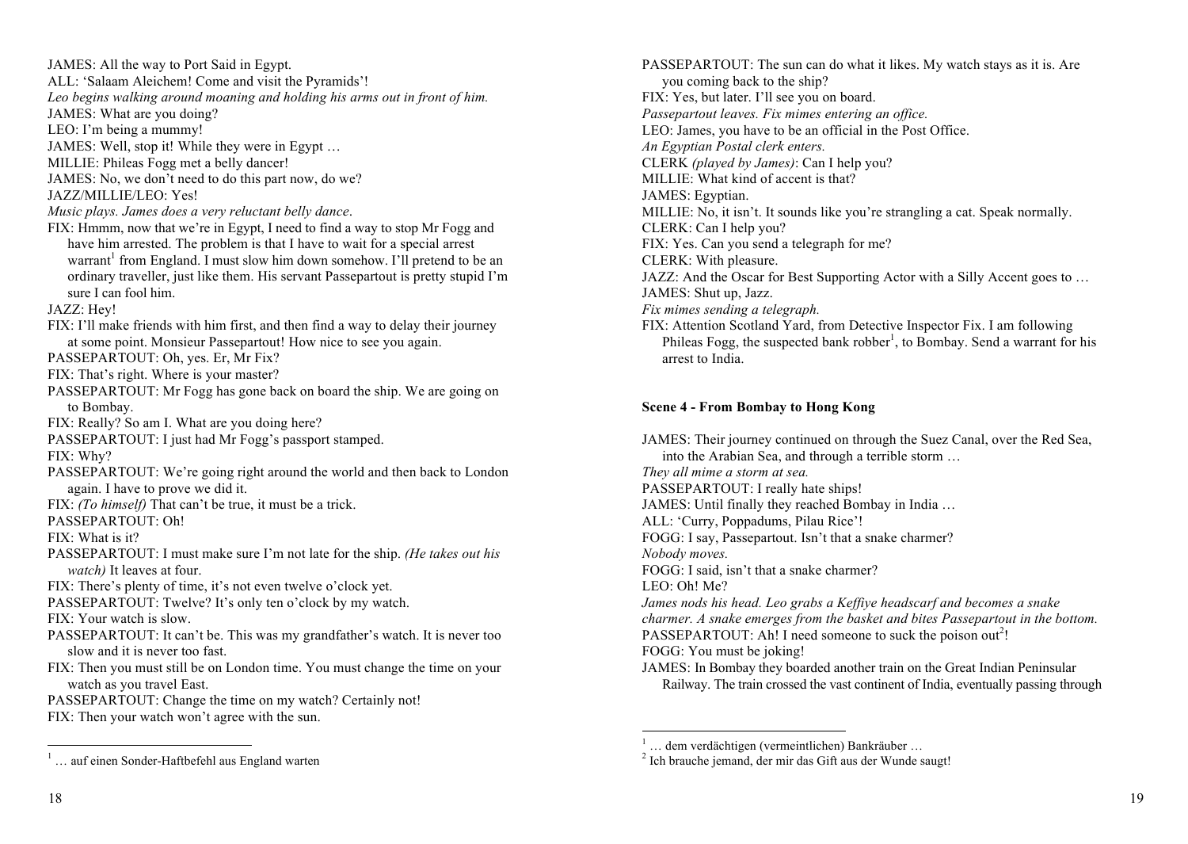JAMES: All the way to Port Said in Egypt.

ALL: 'Salaam Aleichem! Come and visit the Pyramids'!

*Leo begins walking around moaning and holding his arms out in front of him.*

JAMES: What are you doing?

LEO: I'm being a mummy!

JAMES: Well, stop it! While they were in Egypt …

MILLIE: Phileas Fogg met a belly dancer!

JAMES: No, we don't need to do this part now, do we?

JAZZ/MILLIE/LEO: Yes!

*Music plays. James does a very reluctant belly dance*.

FIX: Hmmm, now that we're in Egypt, I need to find a way to stop Mr Fogg and have him arrested. The problem is that I have to wait for a special arrest warrant[1] from England. I must slow him down somehow. I'll pretend to be an ordinary traveller, just like them. His servant Passepartout is pretty stupid I'm sure I can fool him.

JAZZ: Hey!

FIX: I'll make friends with him first, and then find a way to delay their journey at some point. Monsieur Passepartout! How nice to see you again.

PASSEPARTOUT: Oh, yes. Er, Mr Fix?

FIX: That's right. Where is your master?

PASSEPARTOUT: Mr Fogg has gone back on board the ship. We are going on to Bombay.

FIX: Really? So am I. What are you doing here?

PASSEPARTOUT: I just had Mr Fogg's passport stamped.

FIX: Why?

PASSEPARTOUT: We're going right around the world and then back to London again. I have to prove we did it.

FIX: *(To himself)* That can't be true, it must be a trick.

PASSEPARTOUT: Oh!

FIX: What is it?

PASSEPARTOUT: I must make sure I'm not late for the ship. *(He takes out his watch)* It leaves at four.

FIX: There's plenty of time, it's not even twelve o'clock yet.

PASSEPARTOUT: Twelve? It's only ten o'clock by my watch.

FIX: Your watch is slow.

PASSEPARTOUT: It can't be. This was my grandfather's watch. It is never too slow and it is never too fast.

FIX: Then you must still be on London time. You must change the time on your watch as you travel East.

PASSEPARTOUT: Change the time on my watch? Certainly not!

FIX: Then your watch won't agree with the sun.

[1] … auf einen Sonder-Haftbefehl aus England warten

PASSEPARTOUT: The sun can do what it likes. My watch stays as it is. Are you coming back to the ship?

FIX: Yes, but later. I'll see you on board.

*Passepartout leaves. Fix mimes entering an office.*

LEO: James, you have to be an official in the Post Office.

*An Egyptian Postal clerk enters.*

CLERK *(played by James)*: Can I help you?

MILLIE: What kind of accent is that?

JAMES: Egyptian.

MILLIE: No, it isn't. It sounds like you're strangling a cat. Speak normally.

CLERK: Can I help you?

FIX: Yes. Can you send a telegraph for me?

CLERK: With pleasure.

JAZZ: And the Oscar for Best Supporting Actor with a Silly Accent goes to …

JAMES: Shut up, Jazz.

*Fix mimes sending a telegraph.*

FIX: Attention Scotland Yard, from Detective Inspector Fix. I am following Phileas Fogg, the suspected bank robber[1], to Bombay. Send a warrant for his arrest to India.

**Scene 4 - From Bombay to Hong Kong**

JAMES: Their journey continued on through the Suez Canal, over the Red Sea, into the Arabian Sea, and through a terrible storm …

*They all mime a storm at sea.*

PASSEPARTOUT: I really hate ships!

JAMES: Until finally they reached Bombay in India …

ALL: 'Curry, Poppadums, Pilau Rice'!

FOGG: I say, Passepartout. Isn't that a snake charmer?

*Nobody moves.*

FOGG: I said, isn't that a snake charmer?

LEO: Oh! Me?

*James nods his head. Leo grabs a Keffiye headscarf and becomes a snake charmer. A snake emerges from the basket and bites Passepartout in the bottom.*

PASSEPARTOUT: Ah! I need someone to suck the poison out[2]!

FOGG: You must be joking!

JAMES: In Bombay they boarded another train on the Great Indian Peninsular Railway. The train crossed the vast continent of India, eventually passing through

[1] … dem verdächtigen (vermeintlichen) Bankräuber …

[2] Ich brauche jemand, der mir das Gift aus der Wunde saugt!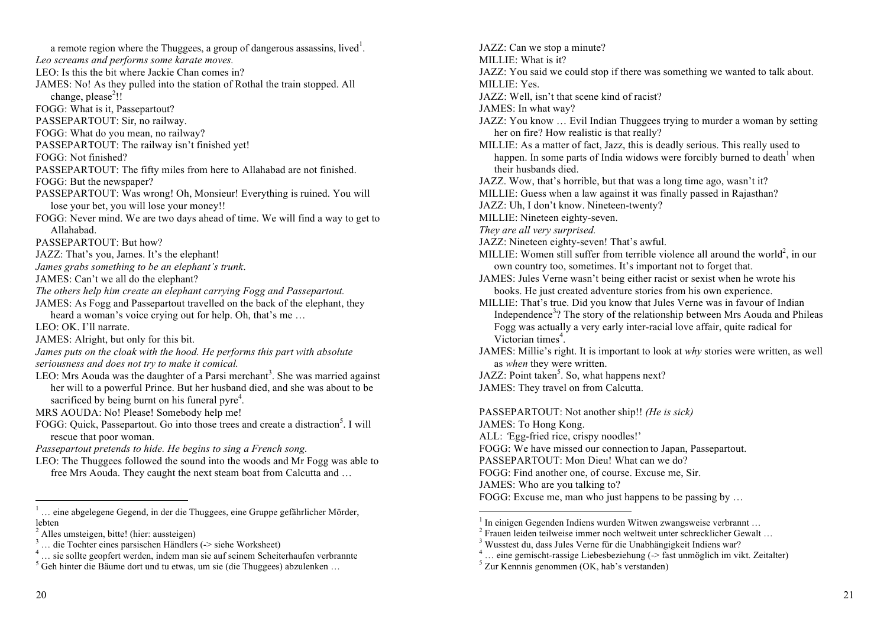a remote region where the Thuggees, a group of dangerous assassins, lived[1].

*Leo screams and performs some karate moves.*

LEO: Is this the bit where Jackie Chan comes in?

JAMES: No! As they pulled into the station of Rothal the train stopped. All change, please[2]!!

FOGG: What is it, Passepartout?

PASSEPARTOUT: Sir, no railway.

FOGG: What do you mean, no railway?

PASSEPARTOUT: The railway isn't finished yet!

FOGG: Not finished?

PASSEPARTOUT: The fifty miles from here to Allahabad are not finished.

FOGG: But the newspaper?

PASSEPARTOUT: Was wrong! Oh, Monsieur! Everything is ruined. You will lose your bet, you will lose your money!!

FOGG: Never mind. We are two days ahead of time. We will find a way to get to Allahabad.

PASSEPARTOUT: But how?

JAZZ: That's you, James. It's the elephant!

*James grabs something to be an elephant's trunk.*

JAMES: Can't we all do the elephant?

*The others help him create an elephant carrying Fogg and Passepartout.*

JAMES: As Fogg and Passepartout travelled on the back of the elephant, they heard a woman's voice crying out for help. Oh, that's me …

LEO: OK. I'll narrate.

JAMES: Alright, but only for this bit.

*James puts on the cloak with the hood. He performs this part with absolute seriousness and does not try to make it comical.*

LEO: Mrs Aouda was the daughter of a Parsi merchant[3]. She was married against her will to a powerful Prince. But her husband died, and she was about to be sacrificed by being burnt on his funeral pyre[4].

MRS AOUDA: No! Please! Somebody help me!

FOGG: Quick, Passepartout. Go into those trees and create a distraction[5]. I will rescue that poor woman.

*Passepartout pretends to hide. He begins to sing a French song.*

LEO: The Thuggees followed the sound into the woods and Mr Fogg was able to free Mrs Aouda. They caught the next steam boat from Calcutta and …

---

[1] … eine abgelegene Gegend, in der die Thuggees, eine Gruppe gefährlicher Mörder, lebten

[2] Alles umsteigen, bitte! (hier: aussteigen)

[3] … die Tochter eines parsischen Händlers (-> siehe Worksheet)

[4] … sie sollte geopfert werden, indem man sie auf seinem Scheiterhaufen verbrannte

[5] Geh hinter die Bäume dort und tu etwas, um sie (die Thuggees) abzulenken …

---

JAZZ: Can we stop a minute?

MILLIE: What is it?

JAZZ: You said we could stop if there was something we wanted to talk about.

MILLIE: Yes.

JAZZ: Well, isn't that scene kind of racist?

JAMES: In what way?

JAZZ: You know … Evil Indian Thuggees trying to murder a woman by setting her on fire? How realistic is that really?

MILLIE: As a matter of fact, Jazz, this is deadly serious. This really used to happen. In some parts of India widows were forcibly burned to death[1] when their husbands died.

JAZZ. Wow, that's horrible, but that was a long time ago, wasn't it?

MILLIE: Guess when a law against it was finally passed in Rajasthan?

JAZZ: Uh, I don't know. Nineteen-twenty?

MILLIE: Nineteen eighty-seven.

*They are all very surprised.*

JAZZ: Nineteen eighty-seven! That's awful.

MILLIE: Women still suffer from terrible violence all around the world[2], in our own country too, sometimes. It's important not to forget that.

JAMES: Jules Verne wasn't being either racist or sexist when he wrote his books. He just created adventure stories from his own experience.

MILLIE: That's true. Did you know that Jules Verne was in favour of Indian Independence[3]? The story of the relationship between Mrs Aouda and Phileas Fogg was actually a very early inter-racial love affair, quite radical for Victorian times[4].

JAMES: Millie's right. It is important to look at *why* stories were written, as well as *when* they were written.

JAZZ: Point taken[5]. So, what happens next?

JAMES: They travel on from Calcutta.

PASSEPARTOUT: Not another ship!! *(He is sick)*

JAMES: To Hong Kong.

ALL: 'Egg-fried rice, crispy noodles!'

FOGG: We have missed our connection to Japan, Passepartout.

PASSEPARTOUT: Mon Dieu! What can we do?

FOGG: Find another one, of course. Excuse me, Sir.

JAMES: Who are you talking to?

FOGG: Excuse me, man who just happens to be passing by …

---

[1] In einigen Gegenden Indiens wurden Witwen zwangsweise verbrannt …

[2] Frauen leiden teilweise immer noch weltweit unter schrecklicher Gewalt …

[3] Wusstest du, dass Jules Verne für die Unabhängigkeit Indiens war?

[4] … eine gemischt-rassige Liebesbeziehung (-> fast unmöglich im vikt. Zeitalter)

[5] Zur Kennnis genommen (OK, hab's verstanden)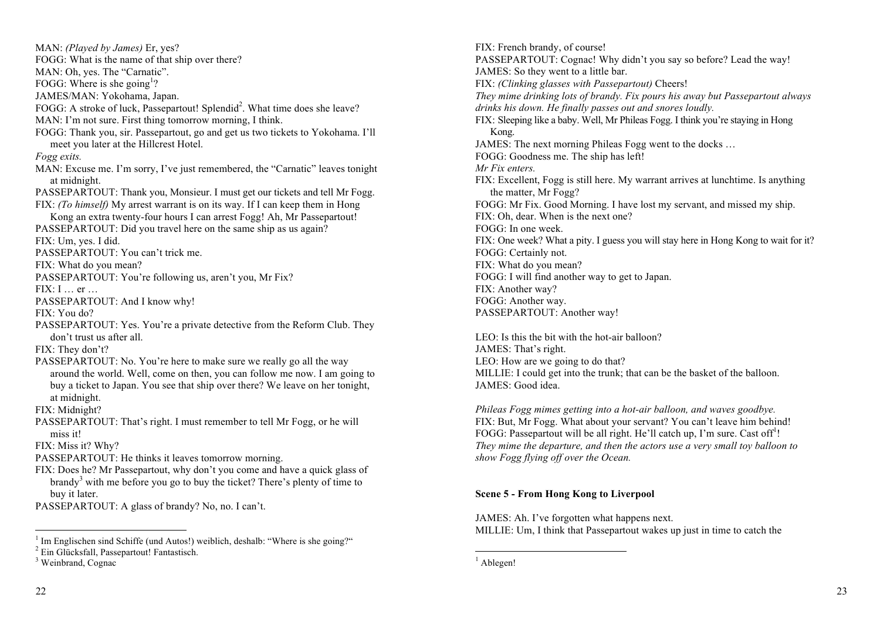MAN: *(Played by James)* Er, yes?
FOGG: What is the name of that ship over there?
MAN: Oh, yes. The "Carnatic".
FOGG: Where is she going[1]?
JAMES/MAN: Yokohama, Japan.
FOGG: A stroke of luck, Passepartout! Splendid[2]. What time does she leave?
MAN: I'm not sure. First thing tomorrow morning, I think.
FOGG: Thank you, sir. Passepartout, go and get us two tickets to Yokohama. I'll meet you later at the Hillcrest Hotel.
*Fogg exits.*
MAN: Excuse me. I'm sorry, I've just remembered, the "Carnatic" leaves tonight at midnight.
PASSEPARTOUT: Thank you, Monsieur. I must get our tickets and tell Mr Fogg.
FIX: *(To himself)* My arrest warrant is on its way. If I can keep them in Hong Kong an extra twenty-four hours I can arrest Fogg! Ah, Mr Passepartout!
PASSEPARTOUT: Did you travel here on the same ship as us again?
FIX: Um, yes. I did.
PASSEPARTOUT: You can't trick me.
FIX: What do you mean?
PASSEPARTOUT: You're following us, aren't you, Mr Fix?
FIX: I … er …
PASSEPARTOUT: And I know why!
FIX: You do?
PASSEPARTOUT: Yes. You're a private detective from the Reform Club. They don't trust us after all.
FIX: They don't?
PASSEPARTOUT: No. You're here to make sure we really go all the way around the world. Well, come on then, you can follow me now. I am going to buy a ticket to Japan. You see that ship over there? We leave on her tonight, at midnight.
FIX: Midnight?
PASSEPARTOUT: That's right. I must remember to tell Mr Fogg, or he will miss it!
FIX: Miss it? Why?
PASSEPARTOUT: He thinks it leaves tomorrow morning.
FIX: Does he? Mr Passepartout, why don't you come and have a quick glass of brandy[3] with me before you go to buy the ticket? There's plenty of time to buy it later.
PASSEPARTOUT: A glass of brandy? No, no. I can't.

[1] Im Englischen sind Schiffe (und Autos!) weiblich, deshalb: "Where is she going?"
[2] Ein Glücksfall, Passepartout! Fantastisch.
[3] Weinbrand, Cognac

FIX: French brandy, of course!
PASSEPARTOUT: Cognac! Why didn't you say so before? Lead the way!
JAMES: So they went to a little bar.
FIX: *(Clinking glasses with Passepartout)* Cheers!
*They mime drinking lots of brandy. Fix pours his away but Passepartout always drinks his down. He finally passes out and snores loudly.*
FIX: Sleeping like a baby. Well, Mr Phileas Fogg. I think you're staying in Hong Kong.
JAMES: The next morning Phileas Fogg went to the docks …
FOGG: Goodness me. The ship has left!
*Mr Fix enters.*
FIX: Excellent, Fogg is still here. My warrant arrives at lunchtime. Is anything the matter, Mr Fogg?
FOGG: Mr Fix. Good Morning. I have lost my servant, and missed my ship.
FIX: Oh, dear. When is the next one?
FOGG: In one week.
FIX: One week? What a pity. I guess you will stay here in Hong Kong to wait for it?
FOGG: Certainly not.
FIX: What do you mean?
FOGG: I will find another way to get to Japan.
FIX: Another way?
FOGG: Another way.
PASSEPARTOUT: Another way!

LEO: Is this the bit with the hot-air balloon?
JAMES: That's right.
LEO: How are we going to do that?
MILLIE: I could get into the trunk; that can be the basket of the balloon.
JAMES: Good idea.

*Phileas Fogg mimes getting into a hot-air balloon, and waves goodbye.*
FIX: But, Mr Fogg. What about your servant? You can't leave him behind!
FOGG: Passepartout will be all right. He'll catch up, I'm sure. Cast off[1]!
*They mime the departure, and then the actors use a very small toy balloon to show Fogg flying off over the Ocean.*

### Scene 5 - From Hong Kong to Liverpool

JAMES: Ah. I've forgotten what happens next.
MILLIE: Um, I think that Passepartout wakes up just in time to catch the

[1] Ablegen!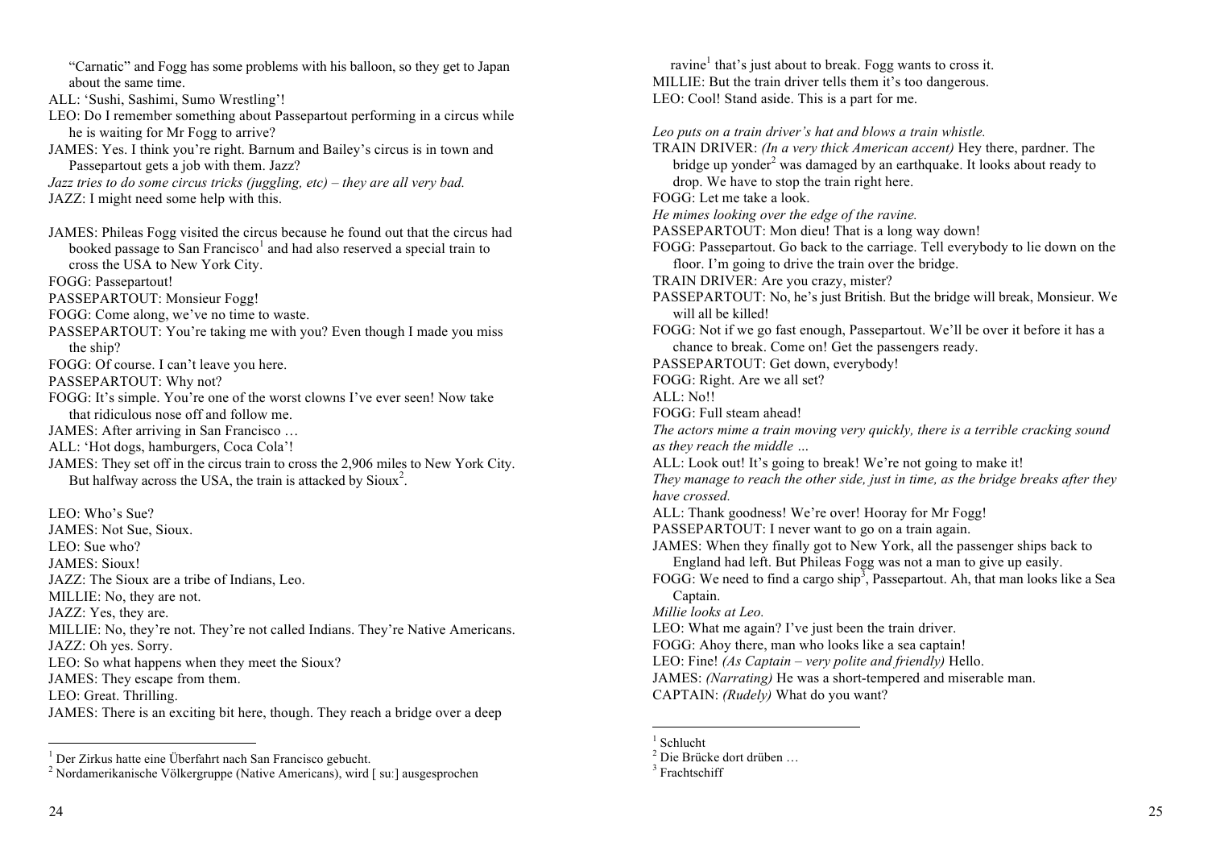"Carnatic" and Fogg has some problems with his balloon, so they get to Japan about the same time.

ALL: 'Sushi, Sashimi, Sumo Wrestling'!

LEO: Do I remember something about Passepartout performing in a circus while he is waiting for Mr Fogg to arrive?

JAMES: Yes. I think you're right. Barnum and Bailey's circus is in town and Passepartout gets a job with them. Jazz?

*Jazz tries to do some circus tricks (juggling, etc) – they are all very bad.*

JAZZ: I might need some help with this.

JAMES: Phileas Fogg visited the circus because he found out that the circus had booked passage to San Francisco[1] and had also reserved a special train to cross the USA to New York City.

FOGG: Passepartout!

PASSEPARTOUT: Monsieur Fogg!

FOGG: Come along, we've no time to waste.

PASSEPARTOUT: You're taking me with you? Even though I made you miss the ship?

FOGG: Of course. I can't leave you here.

PASSEPARTOUT: Why not?

FOGG: It's simple. You're one of the worst clowns I've ever seen! Now take that ridiculous nose off and follow me.

JAMES: After arriving in San Francisco …

ALL: 'Hot dogs, hamburgers, Coca Cola'!

JAMES: They set off in the circus train to cross the 2,906 miles to New York City. But halfway across the USA, the train is attacked by Sioux[2].

LEO: Who's Sue?

JAMES: Not Sue, Sioux.

LEO: Sue who?

JAMES: Sioux!

JAZZ: The Sioux are a tribe of Indians, Leo.

MILLIE: No, they are not.

JAZZ: Yes, they are.

MILLIE: No, they're not. They're not called Indians. They're Native Americans.

JAZZ: Oh yes. Sorry.

LEO: So what happens when they meet the Sioux?

JAMES: They escape from them.

LEO: Great. Thrilling.

JAMES: There is an exciting bit here, though. They reach a bridge over a deep ravine[1] that's just about to break. Fogg wants to cross it.

MILLIE: But the train driver tells them it's too dangerous.

LEO: Cool! Stand aside. This is a part for me.

*Leo puts on a train driver's hat and blows a train whistle.*

TRAIN DRIVER: *(In a very thick American accent)* Hey there, pardner. The bridge up yonder[2] was damaged by an earthquake. It looks about ready to drop. We have to stop the train right here.

FOGG: Let me take a look.

*He mimes looking over the edge of the ravine.*

PASSEPARTOUT: Mon dieu! That is a long way down!

FOGG: Passepartout. Go back to the carriage. Tell everybody to lie down on the floor. I'm going to drive the train over the bridge.

TRAIN DRIVER: Are you crazy, mister?

PASSEPARTOUT: No, he's just British. But the bridge will break, Monsieur. We will all be killed!

FOGG: Not if we go fast enough, Passepartout. We'll be over it before it has a chance to break. Come on! Get the passengers ready.

PASSEPARTOUT: Get down, everybody!

FOGG: Right. Are we all set?

ALL: No!!

FOGG: Full steam ahead!

*The actors mime a train moving very quickly, there is a terrible cracking sound as they reach the middle …*

ALL: Look out! It's going to break! We're not going to make it!

*They manage to reach the other side, just in time, as the bridge breaks after they have crossed.*

ALL: Thank goodness! We're over! Hooray for Mr Fogg!

PASSEPARTOUT: I never want to go on a train again.

JAMES: When they finally got to New York, all the passenger ships back to England had left. But Phileas Fogg was not a man to give up easily.

FOGG: We need to find a cargo ship[3], Passepartout. Ah, that man looks like a Sea Captain.

*Millie looks at Leo.*

LEO: What me again? I've just been the train driver.

FOGG: Ahoy there, man who looks like a sea captain!

LEO: Fine! *(As Captain – very polite and friendly)* Hello.

JAMES: *(Narrating)* He was a short-tempered and miserable man.

CAPTAIN: *(Rudely)* What do you want?

---

[1] Der Zirkus hatte eine Überfahrt nach San Francisco gebucht.
[2] Nordamerikanische Völkergruppe (Native Americans), wird [ suː] ausgesprochen

[1] Schlucht
[2] Die Brücke dort drüben …
[3] Frachtschiff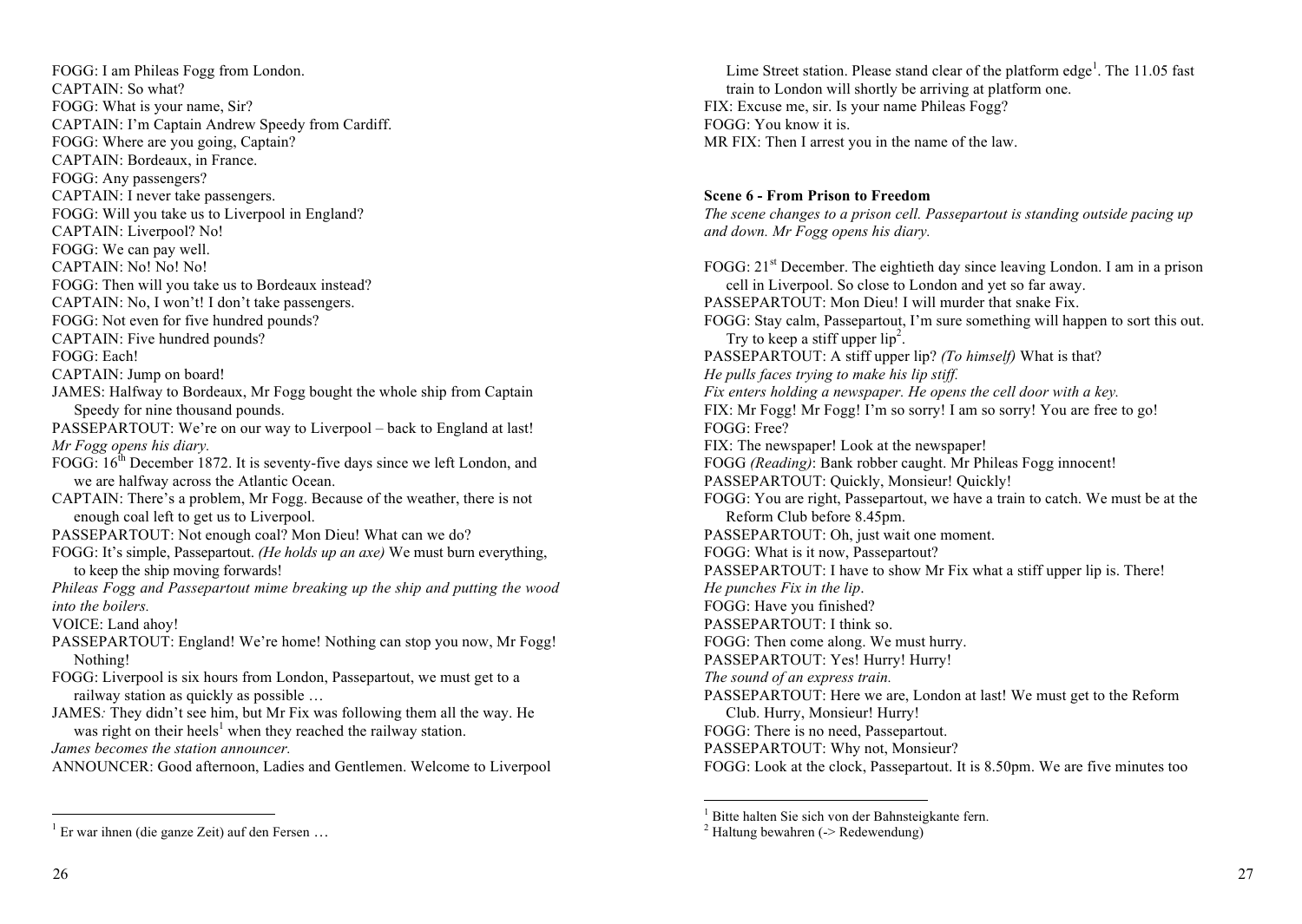FOGG: I am Phileas Fogg from London.
CAPTAIN: So what?
FOGG: What is your name, Sir?
CAPTAIN: I'm Captain Andrew Speedy from Cardiff.
FOGG: Where are you going, Captain?
CAPTAIN: Bordeaux, in France.
FOGG: Any passengers?
CAPTAIN: I never take passengers.
FOGG: Will you take us to Liverpool in England?
CAPTAIN: Liverpool? No!
FOGG: We can pay well.
CAPTAIN: No! No! No!
FOGG: Then will you take us to Bordeaux instead?
CAPTAIN: No, I won't! I don't take passengers.
FOGG: Not even for five hundred pounds?
CAPTAIN: Five hundred pounds?
FOGG: Each!
CAPTAIN: Jump on board!
JAMES: Halfway to Bordeaux, Mr Fogg bought the whole ship from Captain Speedy for nine thousand pounds.
PASSEPARTOUT: We're on our way to Liverpool – back to England at last!
*Mr Fogg opens his diary.*
FOGG: 16th December 1872. It is seventy-five days since we left London, and we are halfway across the Atlantic Ocean.
CAPTAIN: There's a problem, Mr Fogg. Because of the weather, there is not enough coal left to get us to Liverpool.
PASSEPARTOUT: Not enough coal? Mon Dieu! What can we do?
FOGG: It's simple, Passepartout. *(He holds up an axe)* We must burn everything, to keep the ship moving forwards!
*Phileas Fogg and Passepartout mime breaking up the ship and putting the wood into the boilers.*
VOICE: Land ahoy!
PASSEPARTOUT: England! We're home! Nothing can stop you now, Mr Fogg! Nothing!
FOGG: Liverpool is six hours from London, Passepartout, we must get to a railway station as quickly as possible …
JAMES*:* They didn't see him, but Mr Fix was following them all the way. He was right on their heels[1] when they reached the railway station.
*James becomes the station announcer.*
ANNOUNCER: Good afternoon, Ladies and Gentlemen. Welcome to Liverpool Lime Street station. Please stand clear of the platform edge[1]. The 11.05 fast train to London will shortly be arriving at platform one.
FIX: Excuse me, sir. Is your name Phileas Fogg?
FOGG: You know it is.
MR FIX: Then I arrest you in the name of the law.

**Scene 6 - From Prison to Freedom**

*The scene changes to a prison cell. Passepartout is standing outside pacing up and down. Mr Fogg opens his diary.*

FOGG: 21st December. The eightieth day since leaving London. I am in a prison cell in Liverpool. So close to London and yet so far away.
PASSEPARTOUT: Mon Dieu! I will murder that snake Fix.
FOGG: Stay calm, Passepartout, I'm sure something will happen to sort this out. Try to keep a stiff upper lip[2].
PASSEPARTOUT: A stiff upper lip? *(To himself)* What is that?
*He pulls faces trying to make his lip stiff.*
*Fix enters holding a newspaper. He opens the cell door with a key.*
FIX: Mr Fogg! Mr Fogg! I'm so sorry! I am so sorry! You are free to go!
FOGG: Free?
FIX: The newspaper! Look at the newspaper!
FOGG *(Reading)*: Bank robber caught. Mr Phileas Fogg innocent!
PASSEPARTOUT: Quickly, Monsieur! Quickly!
FOGG: You are right, Passepartout, we have a train to catch. We must be at the Reform Club before 8.45pm.
PASSEPARTOUT: Oh, just wait one moment.
FOGG: What is it now, Passepartout?
PASSEPARTOUT: I have to show Mr Fix what a stiff upper lip is. There!
*He punches Fix in the lip.*
FOGG: Have you finished?
PASSEPARTOUT: I think so.
FOGG: Then come along. We must hurry.
PASSEPARTOUT: Yes! Hurry! Hurry!
*The sound of an express train.*
PASSEPARTOUT: Here we are, London at last! We must get to the Reform Club. Hurry, Monsieur! Hurry!
FOGG: There is no need, Passepartout.
PASSEPARTOUT: Why not, Monsieur?
FOGG: Look at the clock, Passepartout. It is 8.50pm. We are five minutes too

---

[1] Er war ihnen (die ganze Zeit) auf den Fersen …

[1] Bitte halten Sie sich von der Bahnsteigkante fern.
[2] Haltung bewahren (-> Redewendung)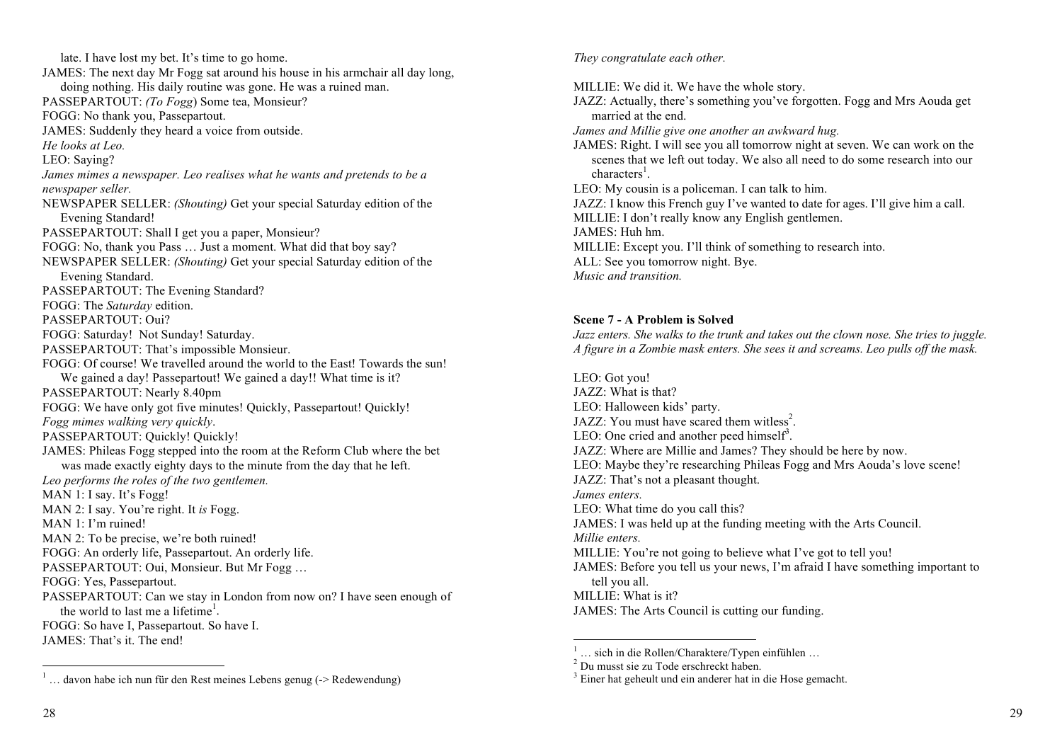late. I have lost my bet. It's time to go home.

JAMES: The next day Mr Fogg sat around his house in his armchair all day long, doing nothing. His daily routine was gone. He was a ruined man.

PASSEPARTOUT: *(To Fogg)* Some tea, Monsieur?

FOGG: No thank you, Passepartout.

JAMES: Suddenly they heard a voice from outside.

*He looks at Leo.*

LEO: Saying?

*James mimes a newspaper. Leo realises what he wants and pretends to be a newspaper seller.*

NEWSPAPER SELLER: *(Shouting)* Get your special Saturday edition of the Evening Standard!

PASSEPARTOUT: Shall I get you a paper, Monsieur?

FOGG: No, thank you Pass … Just a moment. What did that boy say?

NEWSPAPER SELLER: *(Shouting)* Get your special Saturday edition of the Evening Standard.

PASSEPARTOUT: The Evening Standard?

FOGG: The *Saturday* edition.

PASSEPARTOUT: Oui?

FOGG: Saturday! Not Sunday! Saturday.

PASSEPARTOUT: That's impossible Monsieur.

FOGG: Of course! We travelled around the world to the East! Towards the sun! We gained a day! Passepartout! We gained a day!! What time is it?

PASSEPARTOUT: Nearly 8.40pm

FOGG: We have only got five minutes! Quickly, Passepartout! Quickly!

*Fogg mimes walking very quickly.*

PASSEPARTOUT: Quickly! Quickly!

JAMES: Phileas Fogg stepped into the room at the Reform Club where the bet was made exactly eighty days to the minute from the day that he left.

*Leo performs the roles of the two gentlemen.*

MAN 1: I say. It's Fogg!

MAN 2: I say. You're right. It *is* Fogg.

MAN 1: I'm ruined!

MAN 2: To be precise, we're both ruined!

FOGG: An orderly life, Passepartout. An orderly life.

PASSEPARTOUT: Oui, Monsieur. But Mr Fogg …

FOGG: Yes, Passepartout.

PASSEPARTOUT: Can we stay in London from now on? I have seen enough of the world to last me a lifetime[1].

FOGG: So have I, Passepartout. So have I.

JAMES: That's it. The end!

[1] … davon habe ich nun für den Rest meines Lebens genug (-> Redewendung)

*They congratulate each other.*

MILLIE: We did it. We have the whole story.

JAZZ: Actually, there's something you've forgotten. Fogg and Mrs Aouda get married at the end.

*James and Millie give one another an awkward hug.*

JAMES: Right. I will see you all tomorrow night at seven. We can work on the scenes that we left out today. We also all need to do some research into our characters[1].

LEO: My cousin is a policeman. I can talk to him.

JAZZ: I know this French guy I've wanted to date for ages. I'll give him a call.

MILLIE: I don't really know any English gentlemen.

JAMES: Huh hm.

MILLIE: Except you. I'll think of something to research into.

ALL: See you tomorrow night. Bye.

*Music and transition.*

**Scene 7 - A Problem is Solved**

*Jazz enters. She walks to the trunk and takes out the clown nose. She tries to juggle. A figure in a Zombie mask enters. She sees it and screams. Leo pulls off the mask.*

LEO: Got you!

JAZZ: What is that?

LEO: Halloween kids' party.

JAZZ: You must have scared them witless[2].

LEO: One cried and another peed himself[3].

JAZZ: Where are Millie and James? They should be here by now.

LEO: Maybe they're researching Phileas Fogg and Mrs Aouda's love scene!

JAZZ: That's not a pleasant thought.

*James enters.*

LEO: What time do you call this?

JAMES: I was held up at the funding meeting with the Arts Council.

*Millie enters.*

MILLIE: You're not going to believe what I've got to tell you!

JAMES: Before you tell us your news, I'm afraid I have something important to tell you all.

MILLIE: What is it?

JAMES: The Arts Council is cutting our funding.

[1] … sich in die Rollen/Charaktere/Typen einfühlen …

[2] Du musst sie zu Tode erschreckt haben.

[3] Einer hat geheult und ein anderer hat in die Hose gemacht.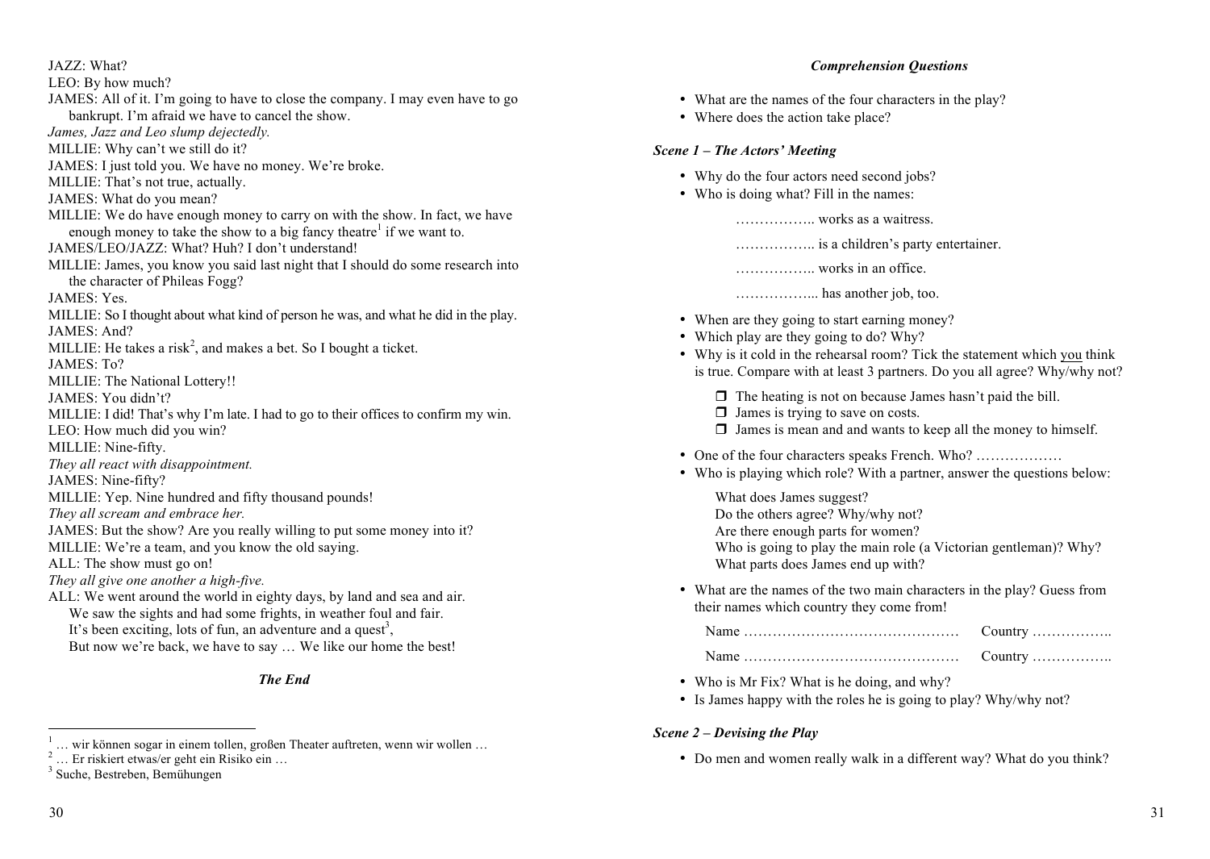JAZZ: What?

LEO: By how much?

JAMES: All of it. I'm going to have to close the company. I may even have to go bankrupt. I'm afraid we have to cancel the show.

*James, Jazz and Leo slump dejectedly.*

MILLIE: Why can't we still do it?

JAMES: I just told you. We have no money. We're broke.

MILLIE: That's not true, actually.

JAMES: What do you mean?

MILLIE: We do have enough money to carry on with the show. In fact, we have enough money to take the show to a big fancy theatre[1] if we want to.

JAMES/LEO/JAZZ: What? Huh? I don't understand!

MILLIE: James, you know you said last night that I should do some research into the character of Phileas Fogg?

JAMES: Yes.

MILLIE: So I thought about what kind of person he was, and what he did in the play.

JAMES: And?

MILLIE: He takes a risk[2], and makes a bet. So I bought a ticket.

JAMES: To?

MILLIE: The National Lottery!!

JAMES: You didn't?

MILLIE: I did! That's why I'm late. I had to go to their offices to confirm my win.

LEO: How much did you win?

MILLIE: Nine-fifty.

*They all react with disappointment.*

JAMES: Nine-fifty?

MILLIE: Yep. Nine hundred and fifty thousand pounds!

*They all scream and embrace her.*

JAMES: But the show? Are you really willing to put some money into it?

MILLIE: We're a team, and you know the old saying.

ALL: The show must go on!

*They all give one another a high-five.*

ALL: We went around the world in eighty days, by land and sea and air.
We saw the sights and had some frights, in weather foul and fair.
It's been exciting, lots of fun, an adventure and a quest[3],
But now we're back, we have to say … We like our home the best!

***The End***

[1] … wir können sogar in einem tollen, großen Theater auftreten, wenn wir wollen …
[2] … Er riskiert etwas/er geht ein Risiko ein …
[3] Suche, Bestreben, Bemühungen

### *Comprehension Questions*

- What are the names of the four characters in the play?
- Where does the action take place?

#### *Scene 1 – The Actors' Meeting*

- Why do the four actors need second jobs?
- Who is doing what? Fill in the names:

  …………….. works as a waitress.

  …………….. is a children's party entertainer.

  …………….. works in an office.

  ……………... has another job, too.

- When are they going to start earning money?
- Which play are they going to do? Why?
- Why is it cold in the rehearsal room? Tick the statement which you think is true. Compare with at least 3 partners. Do you all agree? Why/why not?

  - ❒ The heating is not on because James hasn't paid the bill.
  - ❒ James is trying to save on costs.
  - ❒ James is mean and and wants to keep all the money to himself.

- One of the four characters speaks French. Who? ………………
- Who is playing which role? With a partner, answer the questions below:

  What does James suggest?
  Do the others agree? Why/why not?
  Are there enough parts for women?
  Who is going to play the main role (a Victorian gentleman)? Why?
  What parts does James end up with?

- What are the names of the two main characters in the play? Guess from their names which country they come from!

  Name ……………………………………… Country ……………..

  Name ……………………………………… Country ……………..

- Who is Mr Fix? What is he doing, and why?
- Is James happy with the roles he is going to play? Why/why not?

#### *Scene 2 – Devising the Play*

- Do men and women really walk in a different way? What do you think?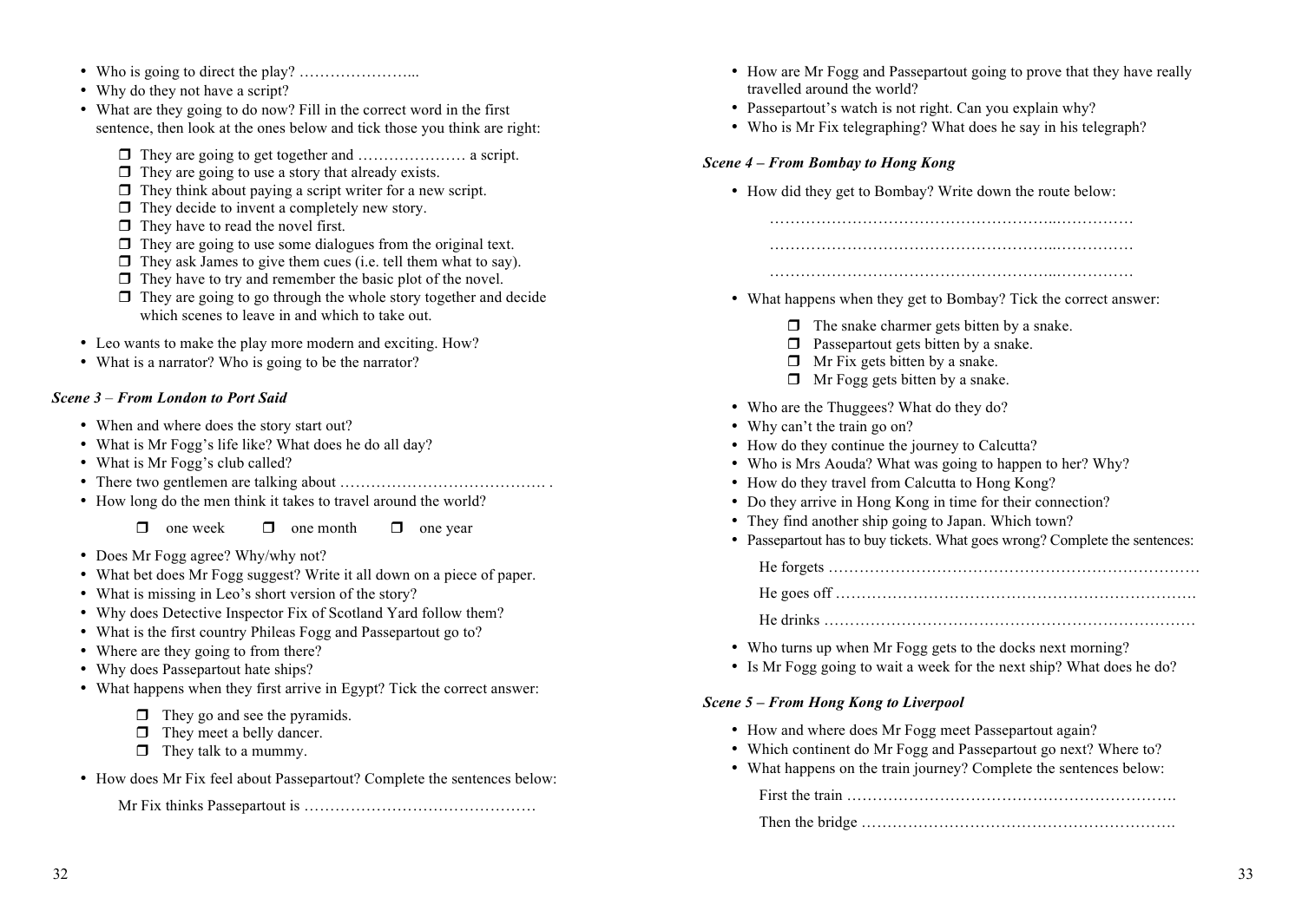- Who is going to direct the play? …………………...
- Why do they not have a script?
- What are they going to do now? Fill in the correct word in the first sentence, then look at the ones below and tick those you think are right:

  - ❒ They are going to get together and ………………… a script.
  - ❒ They are going to use a story that already exists.
  - ❒ They think about paying a script writer for a new script.
  - ❒ They decide to invent a completely new story.
  - ❒ They have to read the novel first.
  - ❒ They are going to use some dialogues from the original text.
  - ❒ They ask James to give them cues (i.e. tell them what to say).
  - ❒ They have to try and remember the basic plot of the novel.
  - ❒ They are going to go through the whole story together and decide which scenes to leave in and which to take out.

- Leo wants to make the play more modern and exciting. How?
- What is a narrator? Who is going to be the narrator?

***Scene 3** – **From London to Port Said***

- When and where does the story start out?
- What is Mr Fogg's life like? What does he do all day?
- What is Mr Fogg's club called?
- There two gentlemen are talking about …………………………………. .
- How long do the men think it takes to travel around the world?

  ❒ one week ❒ one month ❒ one year

- Does Mr Fogg agree? Why/why not?
- What bet does Mr Fogg suggest? Write it all down on a piece of paper.
- What is missing in Leo's short version of the story?
- Why does Detective Inspector Fix of Scotland Yard follow them?
- What is the first country Phileas Fogg and Passepartout go to?
- Where are they going to from there?
- Why does Passepartout hate ships?
- What happens when they first arrive in Egypt? Tick the correct answer:

  - ❒ They go and see the pyramids.
  - ❒ They meet a belly dancer.
  - ❒ They talk to a mummy.

- How does Mr Fix feel about Passepartout? Complete the sentences below:

  Mr Fix thinks Passepartout is ………………………………………

- How are Mr Fogg and Passepartout going to prove that they have really travelled around the world?
- Passepartout's watch is not right. Can you explain why?
- Who is Mr Fix telegraphing? What does he say in his telegraph?

***Scene 4 – From Bombay to Hong Kong***

- How did they get to Bombay? Write down the route below:

  ………………………………………………..……………

  ………………………………………………..……………

  ………………………………………………..……………

- What happens when they get to Bombay? Tick the correct answer:

  - ❒ The snake charmer gets bitten by a snake.
  - ❒ Passepartout gets bitten by a snake.
  - ❒ Mr Fix gets bitten by a snake.
  - ❒ Mr Fogg gets bitten by a snake.

- Who are the Thuggees? What do they do?
- Why can't the train go on?
- How do they continue the journey to Calcutta?
- Who is Mrs Aouda? What was going to happen to her? Why?
- How do they travel from Calcutta to Hong Kong?
- Do they arrive in Hong Kong in time for their connection?
- They find another ship going to Japan. Which town?
- Passepartout has to buy tickets. What goes wrong? Complete the sentences:

  He forgets ………………………………………………………………

  He goes off ……………………………………………………………

  He drinks ………………………………………………………………

- Who turns up when Mr Fogg gets to the docks next morning?
- Is Mr Fogg going to wait a week for the next ship? What does he do?

***Scene 5 – From Hong Kong to Liverpool***

- How and where does Mr Fogg meet Passepartout again?
- Which continent do Mr Fogg and Passepartout go next? Where to?
- What happens on the train journey? Complete the sentences below:

  First the train ……………………………………………………….

  Then the bridge …………………………………………………….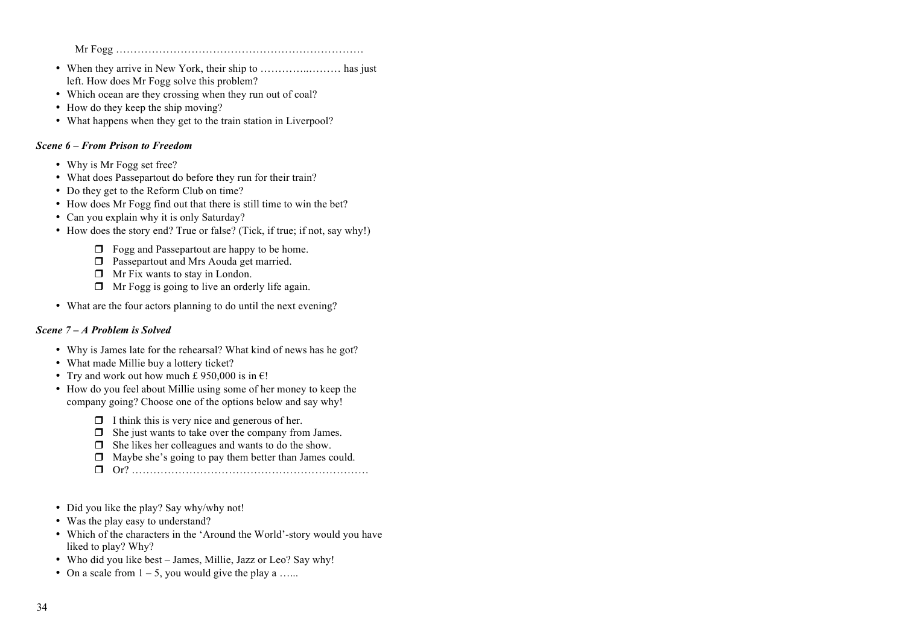Mr Fogg ……………………………………………………………

- When they arrive in New York, their ship to …………..……… has just left. How does Mr Fogg solve this problem?
- Which ocean are they crossing when they run out of coal?
- How do they keep the ship moving?
- What happens when they get to the train station in Liverpool?

***Scene 6 – From Prison to Freedom***

- Why is Mr Fogg set free?
- What does Passepartout do before they run for their train?
- Do they get to the Reform Club on time?
- How does Mr Fogg find out that there is still time to win the bet?
- Can you explain why it is only Saturday?
- How does the story end? True or false? (Tick, if true; if not, say why!)
  - ❒ Fogg and Passepartout are happy to be home.
  - ❒ Passepartout and Mrs Aouda get married.
  - ❒ Mr Fix wants to stay in London.
  - ❒ Mr Fogg is going to live an orderly life again.
- What are the four actors planning to do until the next evening?

***Scene 7 – A Problem is Solved***

- Why is James late for the rehearsal? What kind of news has he got?
- What made Millie buy a lottery ticket?
- Try and work out how much £ 950,000 is in €!
- How do you feel about Millie using some of her money to keep the company going? Choose one of the options below and say why!
  - ❒ I think this is very nice and generous of her.
  - ❒ She just wants to take over the company from James.
  - ❒ She likes her colleagues and wants to do the show.
  - ❒ Maybe she's going to pay them better than James could.
  - ❒ Or? …………………………………………………………

- Did you like the play? Say why/why not!
- Was the play easy to understand?
- Which of the characters in the 'Around the World'-story would you have liked to play? Why?
- Who did you like best – James, Millie, Jazz or Leo? Say why!
- On a scale from 1 – 5, you would give the play a …...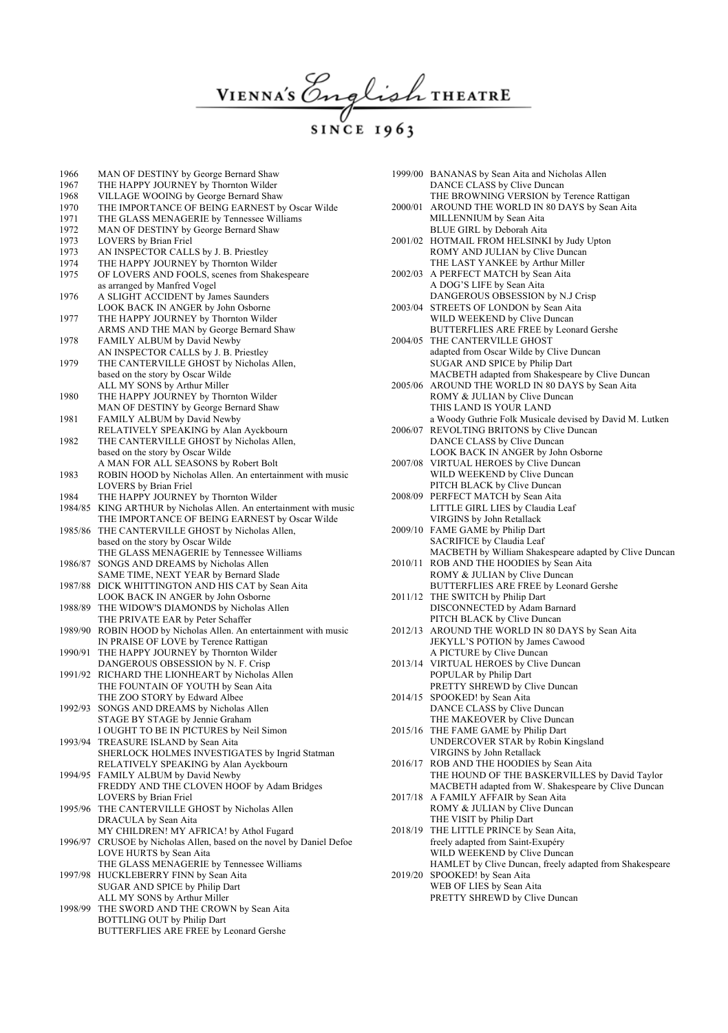# VIENNA'S English THEATRE

SINCE 1963

| | |
|---|---|
| 1966 | MAN OF DESTINY by George Bernard Shaw |
| 1967 | THE HAPPY JOURNEY by Thornton Wilder |
| 1968 | VILLAGE WOOING by George Bernard Shaw |
| 1970 | THE IMPORTANCE OF BEING EARNEST by Oscar Wilde |
| 1971 | THE GLASS MENAGERIE by Tennessee Williams |
| 1972 | MAN OF DESTINY by George Bernard Shaw |
| 1973 | LOVERS by Brian Friel |
| 1973 | AN INSPECTOR CALLS by J. B. Priestley |
| 1974 | THE HAPPY JOURNEY by Thornton Wilder |
| 1975 | OF LOVERS AND FOOLS, scenes from Shakespeare as arranged by Manfred Vogel |
| 1976 | A SLIGHT ACCIDENT by James Saunders<br>LOOK BACK IN ANGER by John Osborne |
| 1977 | THE HAPPY JOURNEY by Thornton Wilder<br>ARMS AND THE MAN by George Bernard Shaw |
| 1978 | FAMILY ALBUM by David Newby<br>AN INSPECTOR CALLS by J. B. Priestley |
| 1979 | THE CANTERVILLE GHOST by Nicholas Allen, based on the story by Oscar Wilde<br>ALL MY SONS by Arthur Miller |
| 1980 | THE HAPPY JOURNEY by Thornton Wilder<br>MAN OF DESTINY by George Bernard Shaw |
| 1981 | FAMILY ALBUM by David Newby<br>RELATIVELY SPEAKING by Alan Ayckbourn |
| 1982 | THE CANTERVILLE GHOST by Nicholas Allen, based on the story by Oscar Wilde<br>A MAN FOR ALL SEASONS by Robert Bolt |
| 1983 | ROBIN HOOD by Nicholas Allen. An entertainment with music<br>LOVERS by Brian Friel |
| 1984 | THE HAPPY JOURNEY by Thornton Wilder |
| 1984/85 | KING ARTHUR by Nicholas Allen. An entertainment with music<br>THE IMPORTANCE OF BEING EARNEST by Oscar Wilde |
| 1985/86 | THE CANTERVILLE GHOST by Nicholas Allen, based on the story by Oscar Wilde<br>THE GLASS MENAGERIE by Tennessee Williams |
| 1986/87 | SONGS AND DREAMS by Nicholas Allen<br>SAME TIME, NEXT YEAR by Bernard Slade |
| 1987/88 | DICK WHITTINGTON AND HIS CAT by Sean Aita<br>LOOK BACK IN ANGER by John Osborne |
| 1988/89 | THE WIDOW'S DIAMONDS by Nicholas Allen<br>THE PRIVATE EAR by Peter Schaffer |
| 1989/90 | ROBIN HOOD by Nicholas Allen. An entertainment with music<br>IN PRAISE OF LOVE by Terence Rattigan |
| 1990/91 | THE HAPPY JOURNEY by Thornton Wilder<br>DANGEROUS OBSESSION by N. F. Crisp |
| 1991/92 | RICHARD THE LIONHEART by Nicholas Allen<br>THE FOUNTAIN OF YOUTH by Sean Aita<br>THE ZOO STORY by Edward Albee |
| 1992/93 | SONGS AND DREAMS by Nicholas Allen<br>STAGE BY STAGE by Jennie Graham<br>I OUGHT TO BE IN PICTURES by Neil Simon |
| 1993/94 | TREASURE ISLAND by Sean Aita<br>SHERLOCK HOLMES INVESTIGATES by Ingrid Statman<br>RELATIVELY SPEAKING by Alan Ayckbourn |
| 1994/95 | FAMILY ALBUM by David Newby<br>FREDDY AND THE CLOVEN HOOF by Adam Bridges<br>LOVERS by Brian Friel |
| 1995/96 | THE CANTERVILLE GHOST by Nicholas Allen<br>DRACULA by Sean Aita<br>MY CHILDREN! MY AFRICA! by Athol Fugard |
| 1996/97 | CRUSOE by Nicholas Allen, based on the novel by Daniel Defoe<br>LOVE HURTS by Sean Aita<br>THE GLASS MENAGERIE by Tennessee Williams |
| 1997/98 | HUCKLEBERRY FINN by Sean Aita<br>SUGAR AND SPICE by Philip Dart<br>ALL MY SONS by Arthur Miller |
| 1998/99 | THE SWORD AND THE CROWN by Sean Aita<br>BOTTLING OUT by Philip Dart<br>BUTTERFLIES ARE FREE by Leonard Gershe |
| 1999/00 | BANANAS by Sean Aita and Nicholas Allen<br>DANCE CLASS by Clive Duncan<br>THE BROWNING VERSION by Terence Rattigan |
| 2000/01 | AROUND THE WORLD IN 80 DAYS by Sean Aita<br>MILLENNIUM by Sean Aita<br>BLUE GIRL by Deborah Aita |
| 2001/02 | HOTMAIL FROM HELSINKI by Judy Upton<br>ROMY AND JULIAN by Clive Duncan<br>THE LAST YANKEE by Arthur Miller |
| 2002/03 | A PERFECT MATCH by Sean Aita<br>A DOG'S LIFE by Sean Aita<br>DANGEROUS OBSESSION by N.J Crisp |
| 2003/04 | STREETS OF LONDON by Sean Aita<br>WILD WEEKEND by Clive Duncan<br>BUTTERFLIES ARE FREE by Leonard Gershe |
| 2004/05 | THE CANTERVILLE GHOST adapted from Oscar Wilde by Clive Duncan<br>SUGAR AND SPICE by Philip Dart<br>MACBETH adapted from Shakespeare by Clive Duncan |
| 2005/06 | AROUND THE WORLD IN 80 DAYS by Sean Aita<br>ROMY & JULIAN by Clive Duncan<br>THIS LAND IS YOUR LAND a Woody Guthrie Folk Musicale devised by David M. Lutken |
| 2006/07 | REVOLTING BRITONS by Clive Duncan<br>DANCE CLASS by Clive Duncan<br>LOOK BACK IN ANGER by John Osborne |
| 2007/08 | VIRTUAL HEROES by Clive Duncan<br>WILD WEEKEND by Clive Duncan<br>PITCH BLACK by Clive Duncan |
| 2008/09 | PERFECT MATCH by Sean Aita<br>LITTLE GIRL LIES by Claudia Leaf<br>VIRGINS by John Retallack |
| 2009/10 | FAME GAME by Philip Dart<br>SACRIFICE by Claudia Leaf<br>MACBETH by William Shakespeare adapted by Clive Duncan |
| 2010/11 | ROB AND THE HOODIES by Sean Aita<br>ROMY & JULIAN by Clive Duncan<br>BUTTERFLIES ARE FREE by Leonard Gershe |
| 2011/12 | THE SWITCH by Philip Dart<br>DISCONNECTED by Adam Barnard<br>PITCH BLACK by Clive Duncan |
| 2012/13 | AROUND THE WORLD IN 80 DAYS by Sean Aita<br>JEKYLL'S POTION by James Cawood<br>A PICTURE by Clive Duncan |
| 2013/14 | VIRTUAL HEROES by Clive Duncan<br>POPULAR by Philip Dart<br>PRETTY SHREWD by Clive Duncan |
| 2014/15 | SPOOKED! by Sean Aita<br>DANCE CLASS by Clive Duncan<br>THE MAKEOVER by Clive Duncan |
| 2015/16 | THE FAME GAME by Philip Dart<br>UNDERCOVER STAR by Robin Kingsland<br>VIRGINS by John Retallack |
| 2016/17 | ROB AND THE HOODIES by Sean Aita<br>THE HOUND OF THE BASKERVILLES by David Taylor<br>MACBETH adapted from W. Shakespeare by Clive Duncan |
| 2017/18 | A FAMILY AFFAIR by Sean Aita<br>ROMY & JULIAN by Clive Duncan<br>THE VISIT by Philip Dart |
| 2018/19 | THE LITTLE PRINCE by Sean Aita, freely adapted from Saint-Exupéry<br>WILD WEEKEND by Clive Duncan<br>HAMLET by Clive Duncan, freely adapted from Shakespeare |
| 2019/20 | SPOOKED! by Sean Aita<br>WEB OF LIES by Sean Aita<br>PRETTY SHREWD by Clive Duncan |